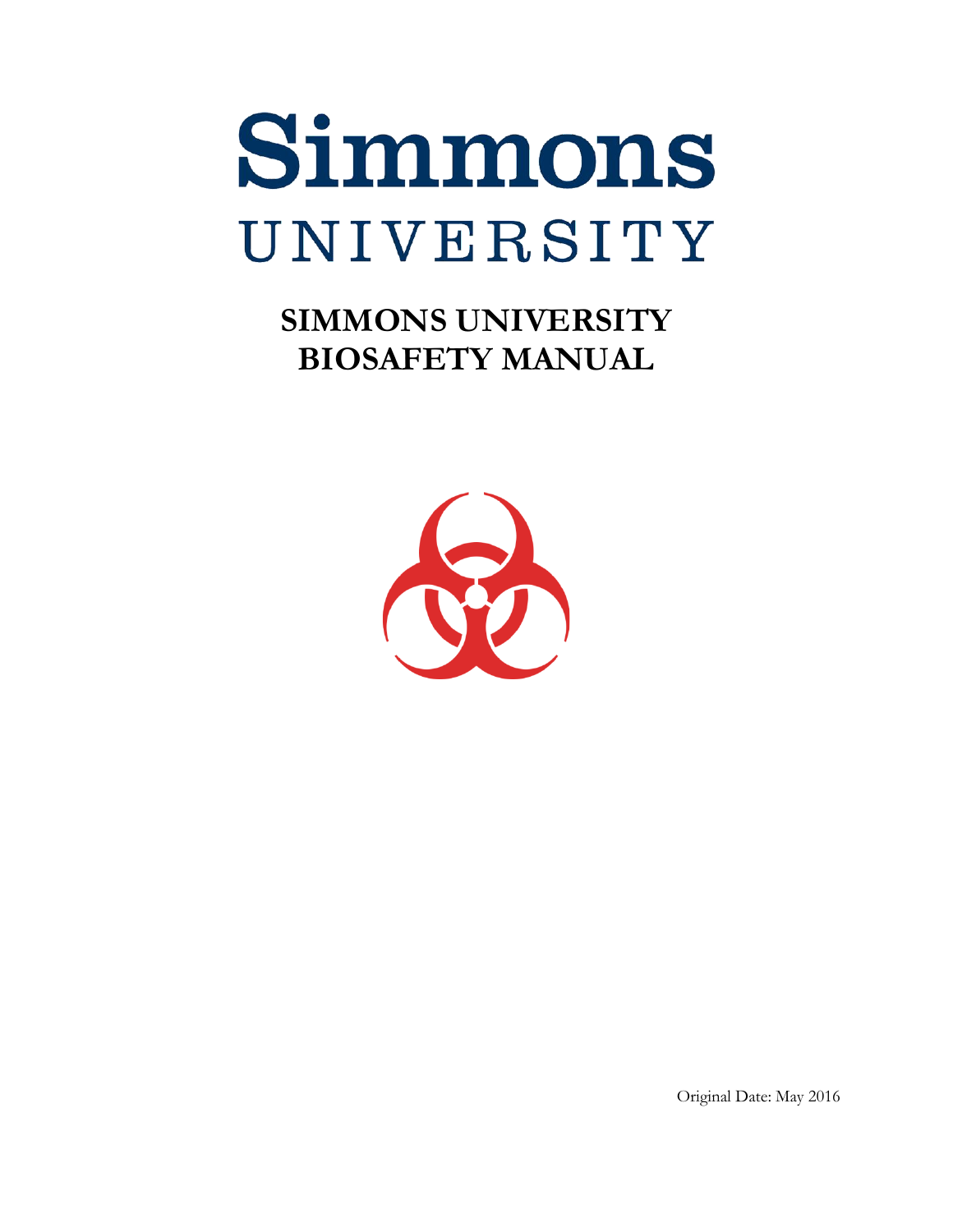# Simmons UNIVERSITY

## SIMMONS UNIVERSITY BIOSAFETY MANUAL

Original Date: May 2016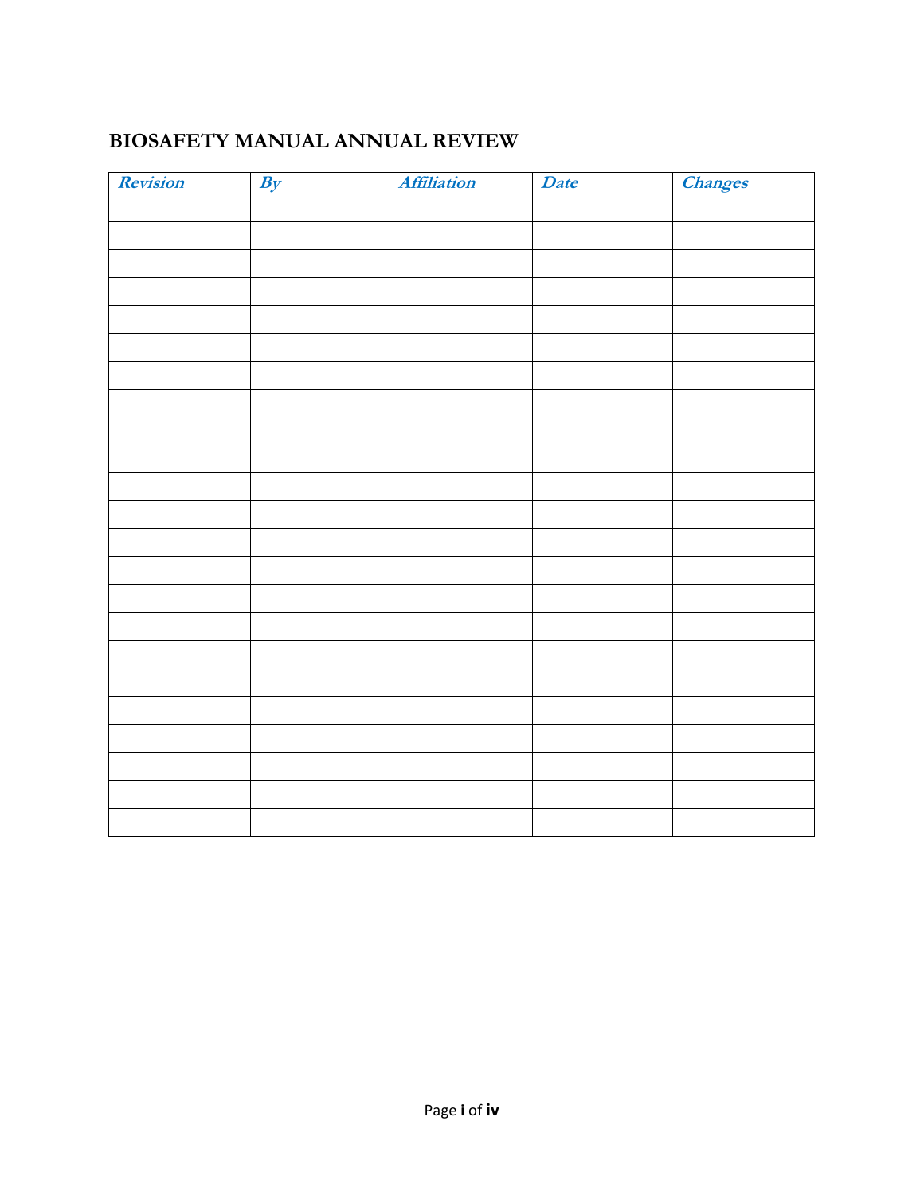# BIOSAFETY MANUAL ANNUAL REVIEW

| *Revision* | *By* | *Affiliation* | *Date* | *Changes* |
|---|---|---|---|---|
| | | | | |
| | | | | |
| | | | | |
| | | | | |
| | | | | |
| | | | | |
| | | | | |
| | | | | |
| | | | | |
| | | | | |
| | | | | |
| | | | | |
| | | | | |
| | | | | |
| | | | | |
| | | | | |
| | | | | |
| | | | | |
| | | | | |
| | | | | |
| | | | | |
| | | | | |
| | | | | |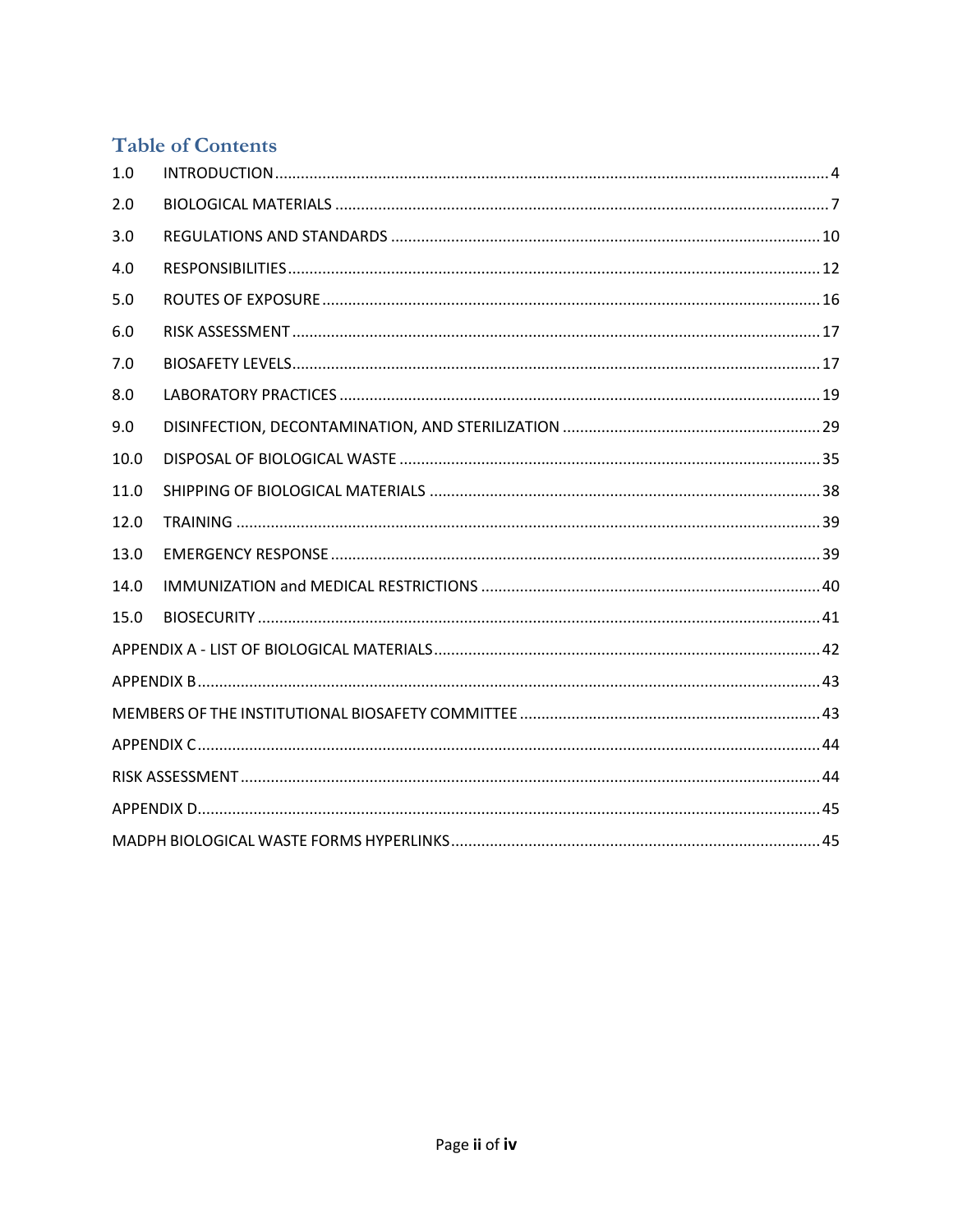## Table of Contents

| | | |
|---|---|---|
| 1.0 | INTRODUCTION | 4 |
| 2.0 | BIOLOGICAL MATERIALS | 7 |
| 3.0 | REGULATIONS AND STANDARDS | 10 |
| 4.0 | RESPONSIBILITIES | 12 |
| 5.0 | ROUTES OF EXPOSURE | 16 |
| 6.0 | RISK ASSESSMENT | 17 |
| 7.0 | BIOSAFETY LEVELS | 17 |
| 8.0 | LABORATORY PRACTICES | 19 |
| 9.0 | DISINFECTION, DECONTAMINATION, AND STERILIZATION | 29 |
| 10.0 | DISPOSAL OF BIOLOGICAL WASTE | 35 |
| 11.0 | SHIPPING OF BIOLOGICAL MATERIALS | 38 |
| 12.0 | TRAINING | 39 |
| 13.0 | EMERGENCY RESPONSE | 39 |
| 14.0 | IMMUNIZATION and MEDICAL RESTRICTIONS | 40 |
| 15.0 | BIOSECURITY | 41 |
| APPENDIX A - LIST OF BIOLOGICAL MATERIALS | | 42 |
| APPENDIX B | | 43 |
| MEMBERS OF THE INSTITUTIONAL BIOSAFETY COMMITTEE | | 43 |
| APPENDIX C | | 44 |
| RISK ASSESSMENT | | 44 |
| APPENDIX D | | 45 |
| MADPH BIOLOGICAL WASTE FORMS HYPERLINKS | | 45 |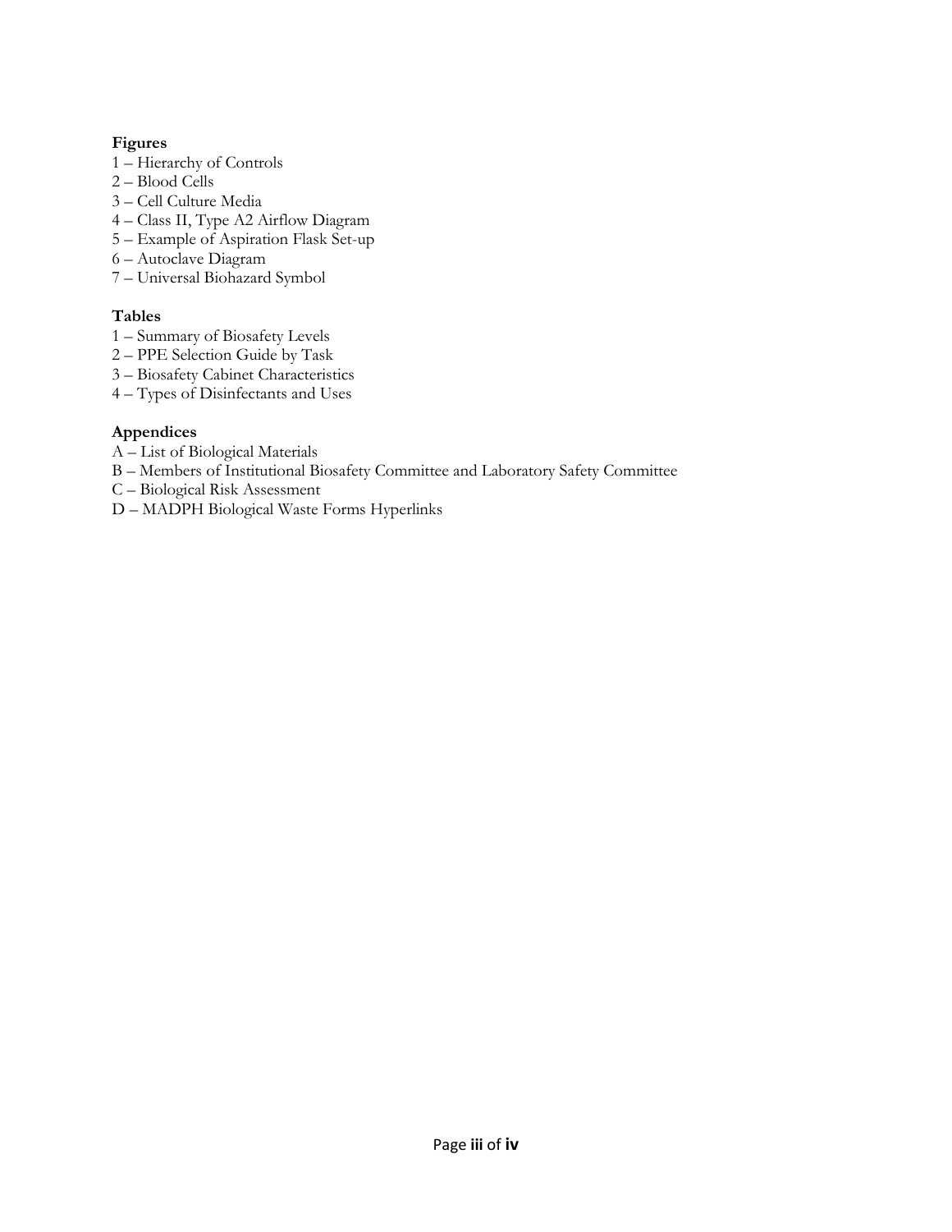**Figures**

1 – Hierarchy of Controls
2 – Blood Cells
3 – Cell Culture Media
4 – Class II, Type A2 Airflow Diagram
5 – Example of Aspiration Flask Set-up
6 – Autoclave Diagram
7 – Universal Biohazard Symbol

**Tables**

1 – Summary of Biosafety Levels
2 – PPE Selection Guide by Task
3 – Biosafety Cabinet Characteristics
4 – Types of Disinfectants and Uses

**Appendices**

A – List of Biological Materials
B – Members of Institutional Biosafety Committee and Laboratory Safety Committee
C – Biological Risk Assessment
D – MADPH Biological Waste Forms Hyperlinks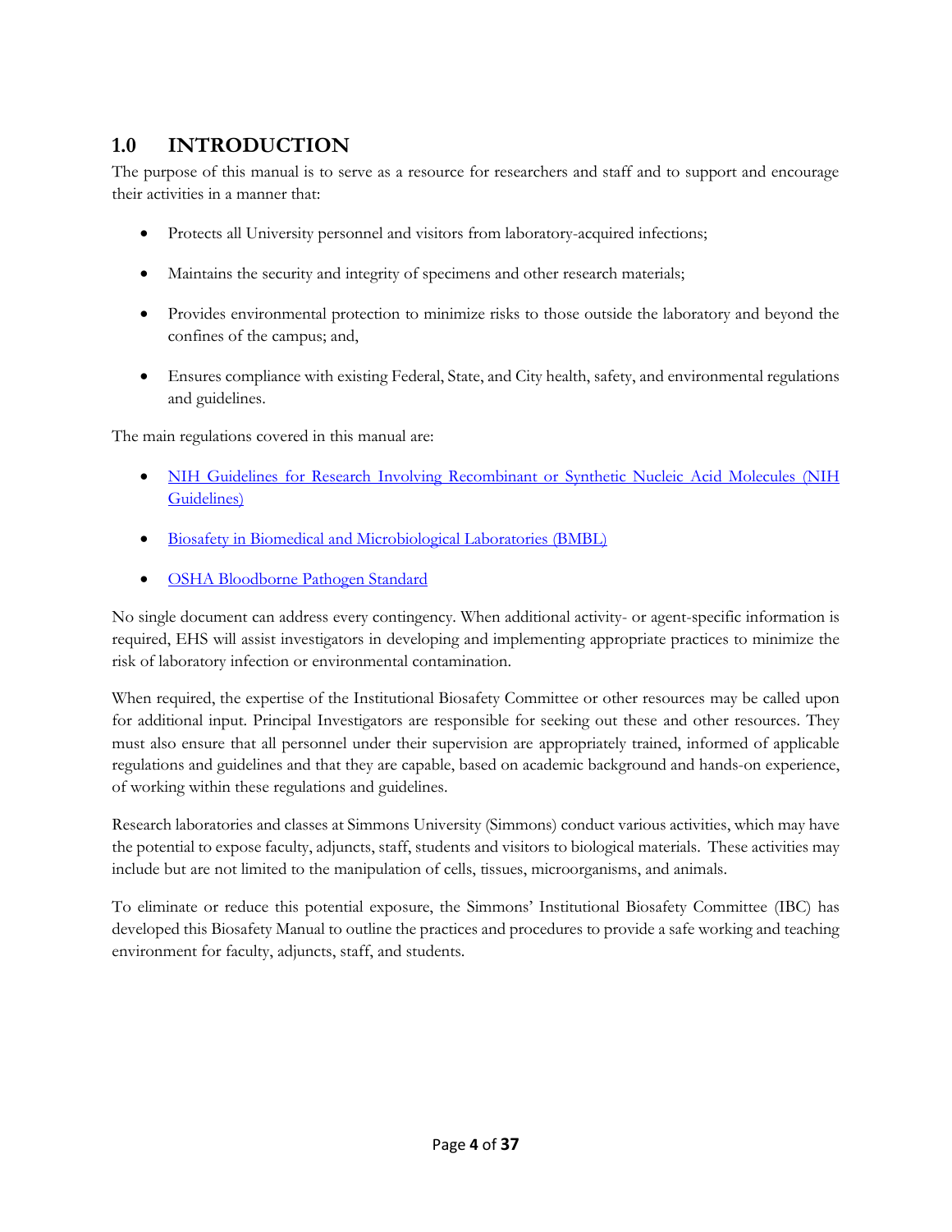## 1.0 INTRODUCTION

The purpose of this manual is to serve as a resource for researchers and staff and to support and encourage their activities in a manner that:

- Protects all University personnel and visitors from laboratory-acquired infections;
- Maintains the security and integrity of specimens and other research materials;
- Provides environmental protection to minimize risks to those outside the laboratory and beyond the confines of the campus; and,
- Ensures compliance with existing Federal, State, and City health, safety, and environmental regulations and guidelines.

The main regulations covered in this manual are:

- NIH Guidelines for Research Involving Recombinant or Synthetic Nucleic Acid Molecules (NIH Guidelines)
- Biosafety in Biomedical and Microbiological Laboratories (BMBL)
- OSHA Bloodborne Pathogen Standard

No single document can address every contingency. When additional activity- or agent-specific information is required, EHS will assist investigators in developing and implementing appropriate practices to minimize the risk of laboratory infection or environmental contamination.

When required, the expertise of the Institutional Biosafety Committee or other resources may be called upon for additional input. Principal Investigators are responsible for seeking out these and other resources. They must also ensure that all personnel under their supervision are appropriately trained, informed of applicable regulations and guidelines and that they are capable, based on academic background and hands-on experience, of working within these regulations and guidelines.

Research laboratories and classes at Simmons University (Simmons) conduct various activities, which may have the potential to expose faculty, adjuncts, staff, students and visitors to biological materials. These activities may include but are not limited to the manipulation of cells, tissues, microorganisms, and animals.

To eliminate or reduce this potential exposure, the Simmons' Institutional Biosafety Committee (IBC) has developed this Biosafety Manual to outline the practices and procedures to provide a safe working and teaching environment for faculty, adjuncts, staff, and students.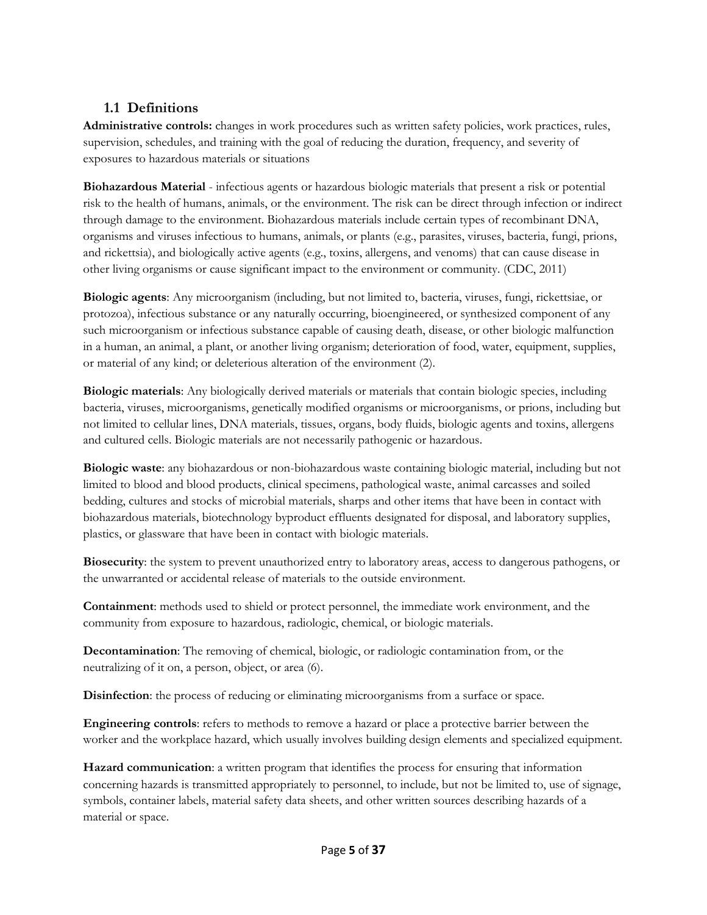## 1.1 Definitions

**Administrative controls:** changes in work procedures such as written safety policies, work practices, rules, supervision, schedules, and training with the goal of reducing the duration, frequency, and severity of exposures to hazardous materials or situations

**Biohazardous Material** - infectious agents or hazardous biologic materials that present a risk or potential risk to the health of humans, animals, or the environment. The risk can be direct through infection or indirect through damage to the environment. Biohazardous materials include certain types of recombinant DNA, organisms and viruses infectious to humans, animals, or plants (e.g., parasites, viruses, bacteria, fungi, prions, and rickettsia), and biologically active agents (e.g., toxins, allergens, and venoms) that can cause disease in other living organisms or cause significant impact to the environment or community. (CDC, 2011)

**Biologic agents**: Any microorganism (including, but not limited to, bacteria, viruses, fungi, rickettsiae, or protozoa), infectious substance or any naturally occurring, bioengineered, or synthesized component of any such microorganism or infectious substance capable of causing death, disease, or other biologic malfunction in a human, an animal, a plant, or another living organism; deterioration of food, water, equipment, supplies, or material of any kind; or deleterious alteration of the environment (2).

**Biologic materials**: Any biologically derived materials or materials that contain biologic species, including bacteria, viruses, microorganisms, genetically modified organisms or microorganisms, or prions, including but not limited to cellular lines, DNA materials, tissues, organs, body fluids, biologic agents and toxins, allergens and cultured cells. Biologic materials are not necessarily pathogenic or hazardous.

**Biologic waste**: any biohazardous or non-biohazardous waste containing biologic material, including but not limited to blood and blood products, clinical specimens, pathological waste, animal carcasses and soiled bedding, cultures and stocks of microbial materials, sharps and other items that have been in contact with biohazardous materials, biotechnology byproduct effluents designated for disposal, and laboratory supplies, plastics, or glassware that have been in contact with biologic materials.

**Biosecurity**: the system to prevent unauthorized entry to laboratory areas, access to dangerous pathogens, or the unwarranted or accidental release of materials to the outside environment.

**Containment**: methods used to shield or protect personnel, the immediate work environment, and the community from exposure to hazardous, radiologic, chemical, or biologic materials.

**Decontamination**: The removing of chemical, biologic, or radiologic contamination from, or the neutralizing of it on, a person, object, or area (6).

**Disinfection**: the process of reducing or eliminating microorganisms from a surface or space.

**Engineering controls**: refers to methods to remove a hazard or place a protective barrier between the worker and the workplace hazard, which usually involves building design elements and specialized equipment.

**Hazard communication**: a written program that identifies the process for ensuring that information concerning hazards is transmitted appropriately to personnel, to include, but not be limited to, use of signage, symbols, container labels, material safety data sheets, and other written sources describing hazards of a material or space.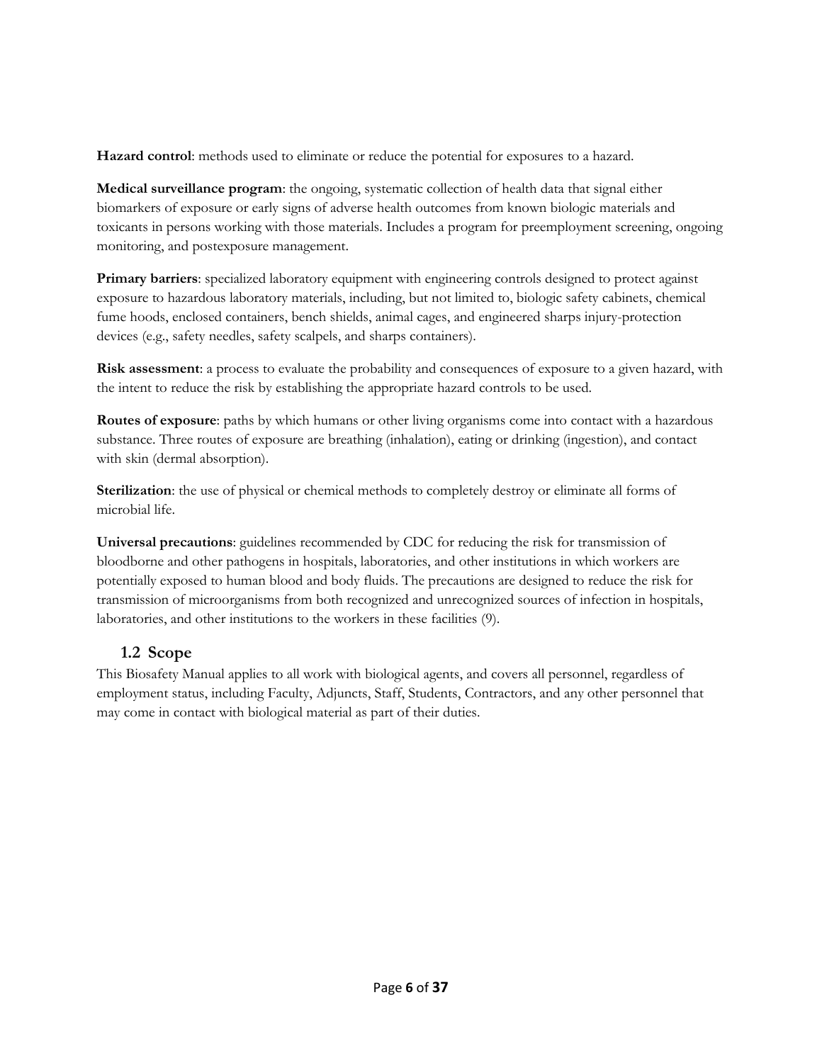**Hazard control**: methods used to eliminate or reduce the potential for exposures to a hazard.

**Medical surveillance program**: the ongoing, systematic collection of health data that signal either biomarkers of exposure or early signs of adverse health outcomes from known biologic materials and toxicants in persons working with those materials. Includes a program for preemployment screening, ongoing monitoring, and postexposure management.

**Primary barriers**: specialized laboratory equipment with engineering controls designed to protect against exposure to hazardous laboratory materials, including, but not limited to, biologic safety cabinets, chemical fume hoods, enclosed containers, bench shields, animal cages, and engineered sharps injury-protection devices (e.g., safety needles, safety scalpels, and sharps containers).

**Risk assessment**: a process to evaluate the probability and consequences of exposure to a given hazard, with the intent to reduce the risk by establishing the appropriate hazard controls to be used.

**Routes of exposure**: paths by which humans or other living organisms come into contact with a hazardous substance. Three routes of exposure are breathing (inhalation), eating or drinking (ingestion), and contact with skin (dermal absorption).

**Sterilization**: the use of physical or chemical methods to completely destroy or eliminate all forms of microbial life.

**Universal precautions**: guidelines recommended by CDC for reducing the risk for transmission of bloodborne and other pathogens in hospitals, laboratories, and other institutions in which workers are potentially exposed to human blood and body fluids. The precautions are designed to reduce the risk for transmission of microorganisms from both recognized and unrecognized sources of infection in hospitals, laboratories, and other institutions to the workers in these facilities (9).

## 1.2 Scope

This Biosafety Manual applies to all work with biological agents, and covers all personnel, regardless of employment status, including Faculty, Adjuncts, Staff, Students, Contractors, and any other personnel that may come in contact with biological material as part of their duties.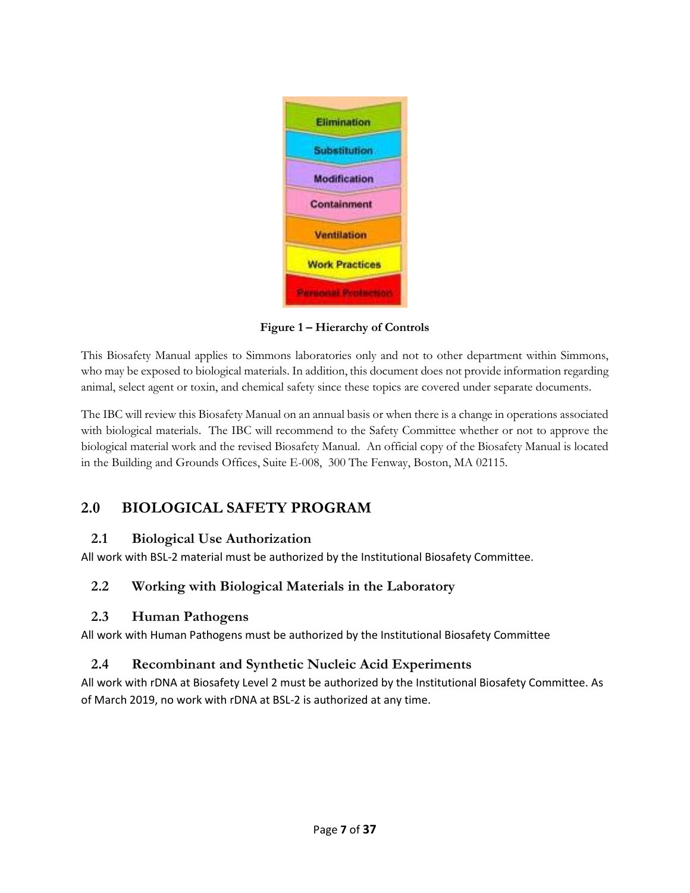Elimination

Substitution

Modification

Containment

Ventilation

Work Practices

Personal Protection

**Figure 1 – Hierarchy of Controls**

This Biosafety Manual applies to Simmons laboratories only and not to other department within Simmons, who may be exposed to biological materials. In addition, this document does not provide information regarding animal, select agent or toxin, and chemical safety since these topics are covered under separate documents.

The IBC will review this Biosafety Manual on an annual basis or when there is a change in operations associated with biological materials. The IBC will recommend to the Safety Committee whether or not to approve the biological material work and the revised Biosafety Manual. An official copy of the Biosafety Manual is located in the Building and Grounds Offices, Suite E-008, 300 The Fenway, Boston, MA 02115.

## 2.0 BIOLOGICAL SAFETY PROGRAM

### 2.1 Biological Use Authorization

All work with BSL-2 material must be authorized by the Institutional Biosafety Committee.

### 2.2 Working with Biological Materials in the Laboratory

### 2.3 Human Pathogens

All work with Human Pathogens must be authorized by the Institutional Biosafety Committee

### 2.4 Recombinant and Synthetic Nucleic Acid Experiments

All work with rDNA at Biosafety Level 2 must be authorized by the Institutional Biosafety Committee. As of March 2019, no work with rDNA at BSL-2 is authorized at any time.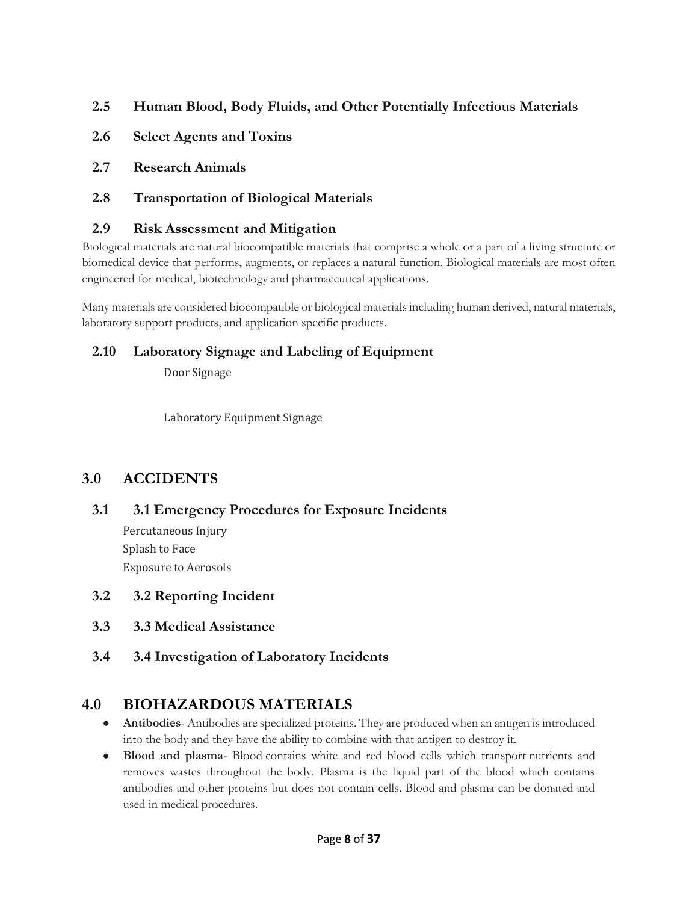### 2.5 Human Blood, Body Fluids, and Other Potentially Infectious Materials

### 2.6 Select Agents and Toxins

### 2.7 Research Animals

### 2.8 Transportation of Biological Materials

### 2.9 Risk Assessment and Mitigation

Biological materials are natural biocompatible materials that comprise a whole or a part of a living structure or biomedical device that performs, augments, or replaces a natural function. Biological materials are most often engineered for medical, biotechnology and pharmaceutical applications.

Many materials are considered biocompatible or biological materials including human derived, natural materials, laboratory support products, and application specific products.

### 2.10 Laboratory Signage and Labeling of Equipment

Door Signage

Laboratory Equipment Signage

## 3.0 ACCIDENTS

### 3.1 3.1 Emergency Procedures for Exposure Incidents

Percutaneous Injury
Splash to Face
Exposure to Aerosols

### 3.2 3.2 Reporting Incident

### 3.3 3.3 Medical Assistance

### 3.4 3.4 Investigation of Laboratory Incidents

## 4.0 BIOHAZARDOUS MATERIALS

- **Antibodies**- Antibodies are specialized proteins. They are produced when an antigen is introduced into the body and they have the ability to combine with that antigen to destroy it.
- **Blood and plasma**- Blood contains white and red blood cells which transport nutrients and removes wastes throughout the body. Plasma is the liquid part of the blood which contains antibodies and other proteins but does not contain cells. Blood and plasma can be donated and used in medical procedures.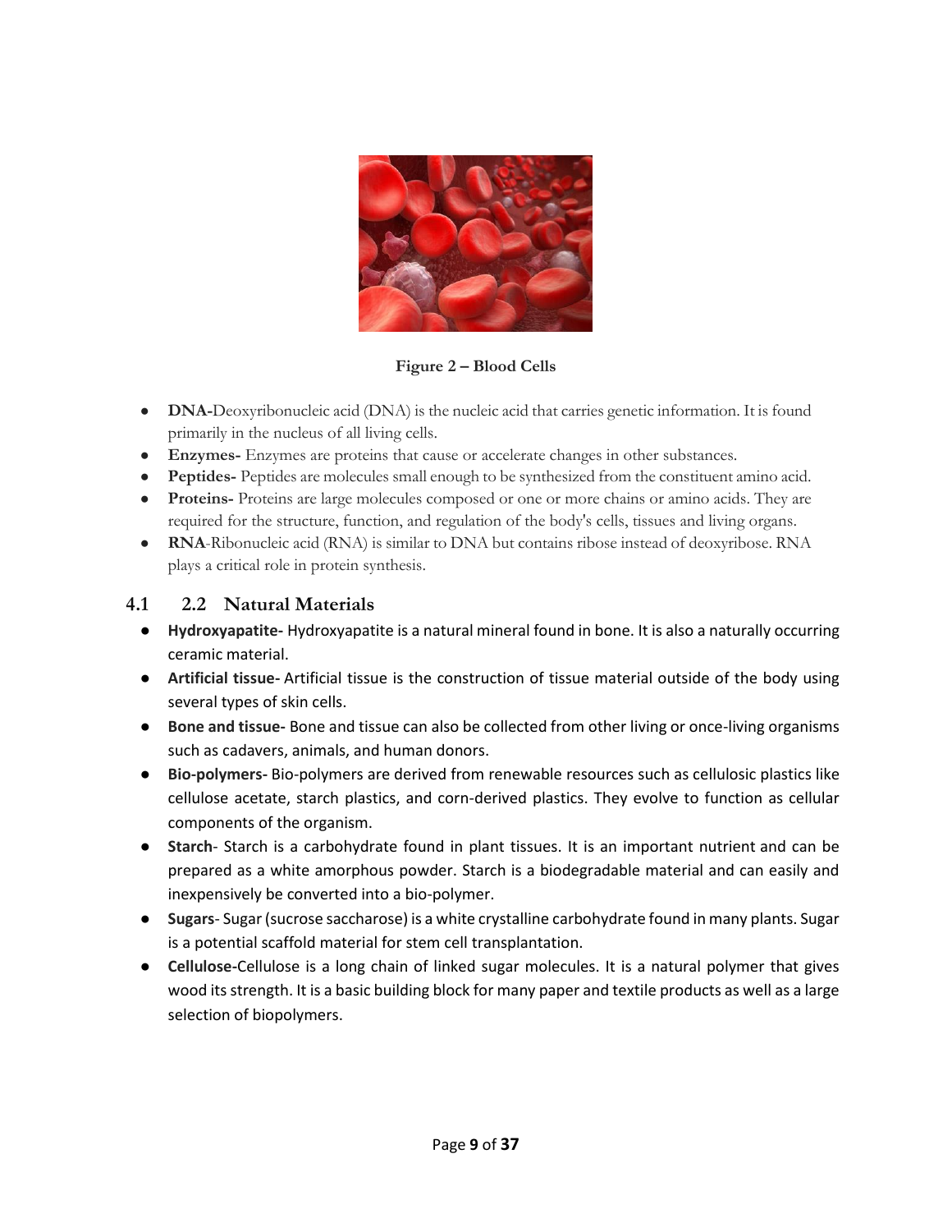Figure 2 – Blood Cells

- **DNA-**Deoxyribonucleic acid (DNA) is the nucleic acid that carries genetic information. It is found primarily in the nucleus of all living cells.
- **Enzymes-** Enzymes are proteins that cause or accelerate changes in other substances.
- **Peptides-** Peptides are molecules small enough to be synthesized from the constituent amino acid.
- **Proteins-** Proteins are large molecules composed or one or more chains or amino acids. They are required for the structure, function, and regulation of the body's cells, tissues and living organs.
- **RNA**-Ribonucleic acid (RNA) is similar to DNA but contains ribose instead of deoxyribose. RNA plays a critical role in protein synthesis.

## 4.1 2.2 Natural Materials

- **Hydroxyapatite-** Hydroxyapatite is a natural mineral found in bone. It is also a naturally occurring ceramic material.
- **Artificial tissue-** Artificial tissue is the construction of tissue material outside of the body using several types of skin cells.
- **Bone and tissue-** Bone and tissue can also be collected from other living or once-living organisms such as cadavers, animals, and human donors.
- **Bio-polymers-** Bio-polymers are derived from renewable resources such as cellulosic plastics like cellulose acetate, starch plastics, and corn-derived plastics. They evolve to function as cellular components of the organism.
- **Starch**- Starch is a carbohydrate found in plant tissues. It is an important nutrient and can be prepared as a white amorphous powder. Starch is a biodegradable material and can easily and inexpensively be converted into a bio-polymer.
- **Sugars**- Sugar (sucrose saccharose) is a white crystalline carbohydrate found in many plants. Sugar is a potential scaffold material for stem cell transplantation.
- **Cellulose-**Cellulose is a long chain of linked sugar molecules. It is a natural polymer that gives wood its strength. It is a basic building block for many paper and textile products as well as a large selection of biopolymers.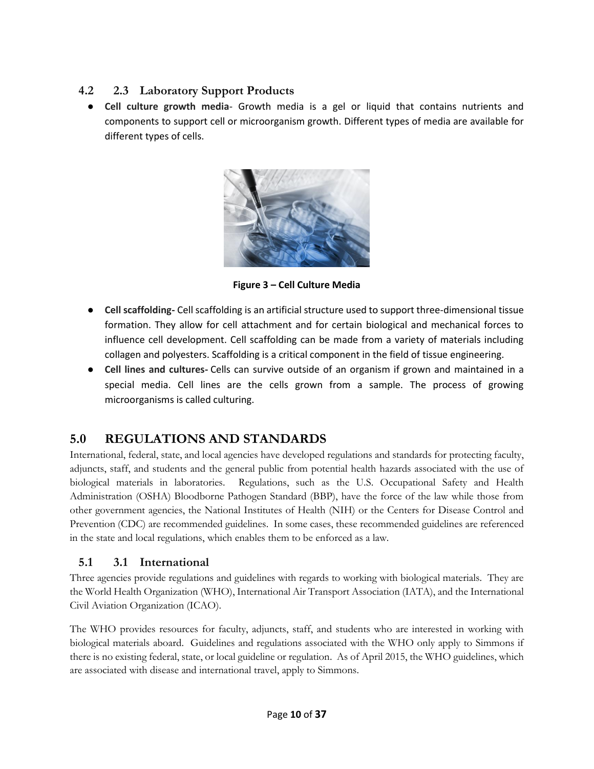## 4.2 2.3 Laboratory Support Products

- **Cell culture growth media**- Growth media is a gel or liquid that contains nutrients and components to support cell or microorganism growth. Different types of media are available for different types of cells.

**Figure 3 – Cell Culture Media**

- **Cell scaffolding-** Cell scaffolding is an artificial structure used to support three-dimensional tissue formation. They allow for cell attachment and for certain biological and mechanical forces to influence cell development. Cell scaffolding can be made from a variety of materials including collagen and polyesters. Scaffolding is a critical component in the field of tissue engineering.
- **Cell lines and cultures-** Cells can survive outside of an organism if grown and maintained in a special media. Cell lines are the cells grown from a sample. The process of growing microorganisms is called culturing.

# 5.0 REGULATIONS AND STANDARDS

International, federal, state, and local agencies have developed regulations and standards for protecting faculty, adjuncts, staff, and students and the general public from potential health hazards associated with the use of biological materials in laboratories. Regulations, such as the U.S. Occupational Safety and Health Administration (OSHA) Bloodborne Pathogen Standard (BBP), have the force of the law while those from other government agencies, the National Institutes of Health (NIH) or the Centers for Disease Control and Prevention (CDC) are recommended guidelines. In some cases, these recommended guidelines are referenced in the state and local regulations, which enables them to be enforced as a law.

## 5.1 3.1 International

Three agencies provide regulations and guidelines with regards to working with biological materials. They are the World Health Organization (WHO), International Air Transport Association (IATA), and the International Civil Aviation Organization (ICAO).

The WHO provides resources for faculty, adjuncts, staff, and students who are interested in working with biological materials aboard. Guidelines and regulations associated with the WHO only apply to Simmons if there is no existing federal, state, or local guideline or regulation. As of April 2015, the WHO guidelines, which are associated with disease and international travel, apply to Simmons.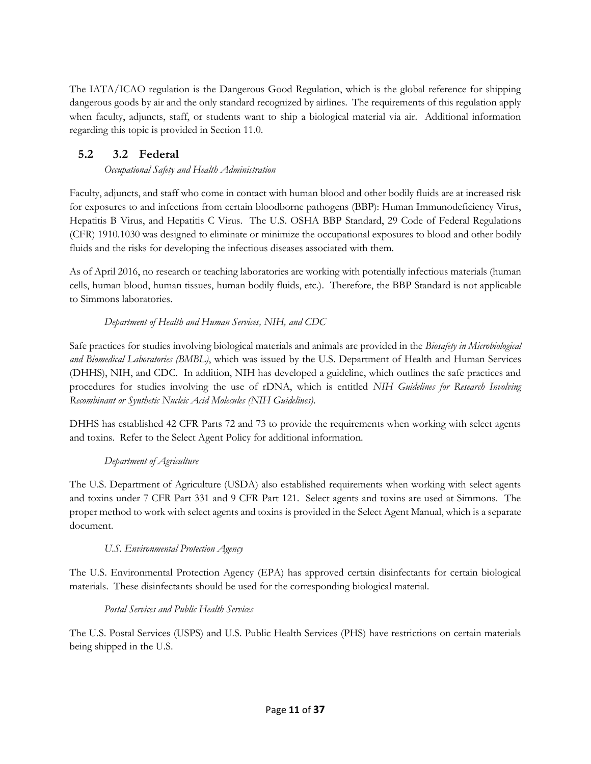The IATA/ICAO regulation is the Dangerous Good Regulation, which is the global reference for shipping dangerous goods by air and the only standard recognized by airlines. The requirements of this regulation apply when faculty, adjuncts, staff, or students want to ship a biological material via air. Additional information regarding this topic is provided in Section 11.0.

## 5.2 3.2 Federal

*Occupational Safety and Health Administration*

Faculty, adjuncts, and staff who come in contact with human blood and other bodily fluids are at increased risk for exposures to and infections from certain bloodborne pathogens (BBP): Human Immunodeficiency Virus, Hepatitis B Virus, and Hepatitis C Virus. The U.S. OSHA BBP Standard, 29 Code of Federal Regulations (CFR) 1910.1030 was designed to eliminate or minimize the occupational exposures to blood and other bodily fluids and the risks for developing the infectious diseases associated with them.

As of April 2016, no research or teaching laboratories are working with potentially infectious materials (human cells, human blood, human tissues, human bodily fluids, etc.). Therefore, the BBP Standard is not applicable to Simmons laboratories.

*Department of Health and Human Services, NIH, and CDC*

Safe practices for studies involving biological materials and animals are provided in the *Biosafety in Microbiological and Biomedical Laboratories (BMBL)*, which was issued by the U.S. Department of Health and Human Services (DHHS), NIH, and CDC. In addition, NIH has developed a guideline, which outlines the safe practices and procedures for studies involving the use of rDNA, which is entitled *NIH Guidelines for Research Involving Recombinant or Synthetic Nucleic Acid Molecules (NIH Guidelines)*.

DHHS has established 42 CFR Parts 72 and 73 to provide the requirements when working with select agents and toxins. Refer to the Select Agent Policy for additional information.

*Department of Agriculture*

The U.S. Department of Agriculture (USDA) also established requirements when working with select agents and toxins under 7 CFR Part 331 and 9 CFR Part 121. Select agents and toxins are used at Simmons. The proper method to work with select agents and toxins is provided in the Select Agent Manual, which is a separate document.

*U.S. Environmental Protection Agency*

The U.S. Environmental Protection Agency (EPA) has approved certain disinfectants for certain biological materials. These disinfectants should be used for the corresponding biological material.

*Postal Services and Public Health Services*

The U.S. Postal Services (USPS) and U.S. Public Health Services (PHS) have restrictions on certain materials being shipped in the U.S.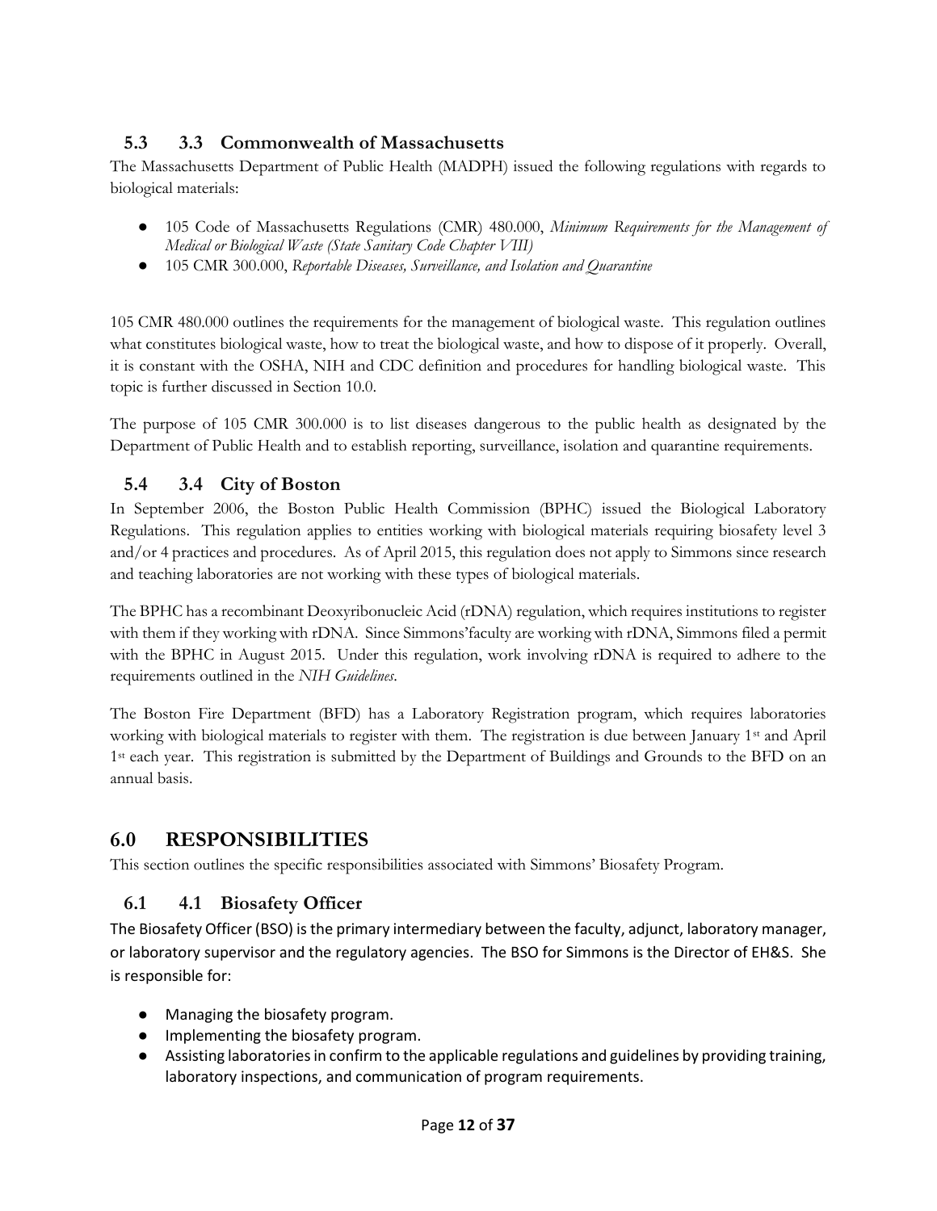## 5.3 3.3 Commonwealth of Massachusetts

The Massachusetts Department of Public Health (MADPH) issued the following regulations with regards to biological materials:

- 105 Code of Massachusetts Regulations (CMR) 480.000, *Minimum Requirements for the Management of Medical or Biological Waste (State Sanitary Code Chapter VIII)*
- 105 CMR 300.000, *Reportable Diseases, Surveillance, and Isolation and Quarantine*

105 CMR 480.000 outlines the requirements for the management of biological waste. This regulation outlines what constitutes biological waste, how to treat the biological waste, and how to dispose of it properly. Overall, it is constant with the OSHA, NIH and CDC definition and procedures for handling biological waste. This topic is further discussed in Section 10.0.

The purpose of 105 CMR 300.000 is to list diseases dangerous to the public health as designated by the Department of Public Health and to establish reporting, surveillance, isolation and quarantine requirements.

## 5.4 3.4 City of Boston

In September 2006, the Boston Public Health Commission (BPHC) issued the Biological Laboratory Regulations. This regulation applies to entities working with biological materials requiring biosafety level 3 and/or 4 practices and procedures. As of April 2015, this regulation does not apply to Simmons since research and teaching laboratories are not working with these types of biological materials.

The BPHC has a recombinant Deoxyribonucleic Acid (rDNA) regulation, which requires institutions to register with them if they working with rDNA. Since Simmons'faculty are working with rDNA, Simmons filed a permit with the BPHC in August 2015. Under this regulation, work involving rDNA is required to adhere to the requirements outlined in the *NIH Guidelines*.

The Boston Fire Department (BFD) has a Laboratory Registration program, which requires laboratories working with biological materials to register with them. The registration is due between January 1st and April 1st each year. This registration is submitted by the Department of Buildings and Grounds to the BFD on an annual basis.

# 6.0 RESPONSIBILITIES

This section outlines the specific responsibilities associated with Simmons' Biosafety Program.

## 6.1 4.1 Biosafety Officer

The Biosafety Officer (BSO) is the primary intermediary between the faculty, adjunct, laboratory manager, or laboratory supervisor and the regulatory agencies. The BSO for Simmons is the Director of EH&S. She is responsible for:

- Managing the biosafety program.
- Implementing the biosafety program.
- Assisting laboratories in confirm to the applicable regulations and guidelines by providing training, laboratory inspections, and communication of program requirements.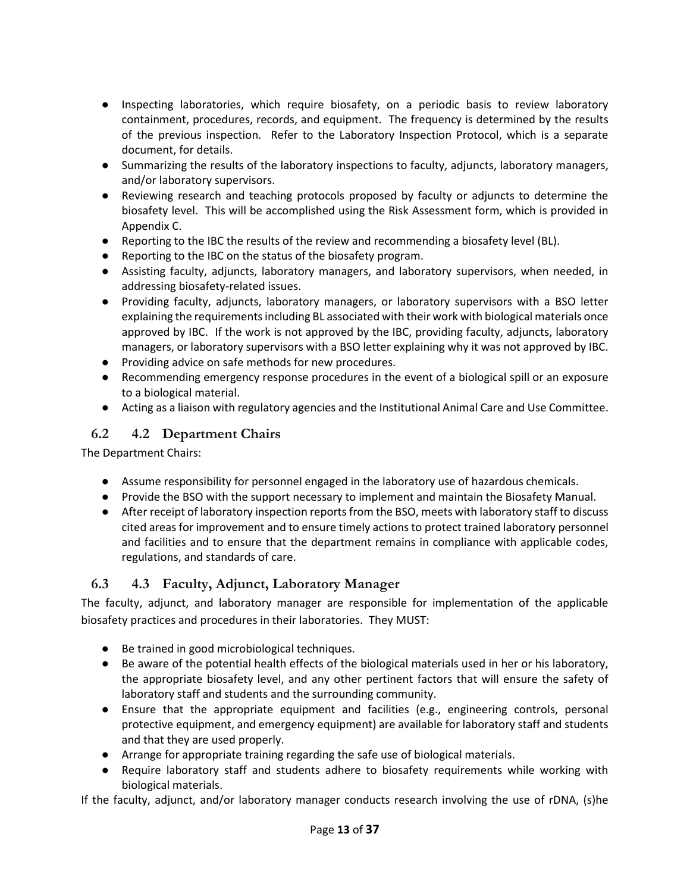- Inspecting laboratories, which require biosafety, on a periodic basis to review laboratory containment, procedures, records, and equipment. The frequency is determined by the results of the previous inspection. Refer to the Laboratory Inspection Protocol, which is a separate document, for details.
- Summarizing the results of the laboratory inspections to faculty, adjuncts, laboratory managers, and/or laboratory supervisors.
- Reviewing research and teaching protocols proposed by faculty or adjuncts to determine the biosafety level. This will be accomplished using the Risk Assessment form, which is provided in Appendix C.
- Reporting to the IBC the results of the review and recommending a biosafety level (BL).
- Reporting to the IBC on the status of the biosafety program.
- Assisting faculty, adjuncts, laboratory managers, and laboratory supervisors, when needed, in addressing biosafety-related issues.
- Providing faculty, adjuncts, laboratory managers, or laboratory supervisors with a BSO letter explaining the requirements including BL associated with their work with biological materials once approved by IBC. If the work is not approved by the IBC, providing faculty, adjuncts, laboratory managers, or laboratory supervisors with a BSO letter explaining why it was not approved by IBC.
- Providing advice on safe methods for new procedures.
- Recommending emergency response procedures in the event of a biological spill or an exposure to a biological material.
- Acting as a liaison with regulatory agencies and the Institutional Animal Care and Use Committee.

## 6.2 4.2 Department Chairs

The Department Chairs:

- Assume responsibility for personnel engaged in the laboratory use of hazardous chemicals.
- Provide the BSO with the support necessary to implement and maintain the Biosafety Manual.
- After receipt of laboratory inspection reports from the BSO, meets with laboratory staff to discuss cited areas for improvement and to ensure timely actions to protect trained laboratory personnel and facilities and to ensure that the department remains in compliance with applicable codes, regulations, and standards of care.

## 6.3 4.3 Faculty, Adjunct, Laboratory Manager

The faculty, adjunct, and laboratory manager are responsible for implementation of the applicable biosafety practices and procedures in their laboratories. They MUST:

- Be trained in good microbiological techniques.
- Be aware of the potential health effects of the biological materials used in her or his laboratory, the appropriate biosafety level, and any other pertinent factors that will ensure the safety of laboratory staff and students and the surrounding community.
- Ensure that the appropriate equipment and facilities (e.g., engineering controls, personal protective equipment, and emergency equipment) are available for laboratory staff and students and that they are used properly.
- Arrange for appropriate training regarding the safe use of biological materials.
- Require laboratory staff and students adhere to biosafety requirements while working with biological materials.

If the faculty, adjunct, and/or laboratory manager conducts research involving the use of rDNA, (s)he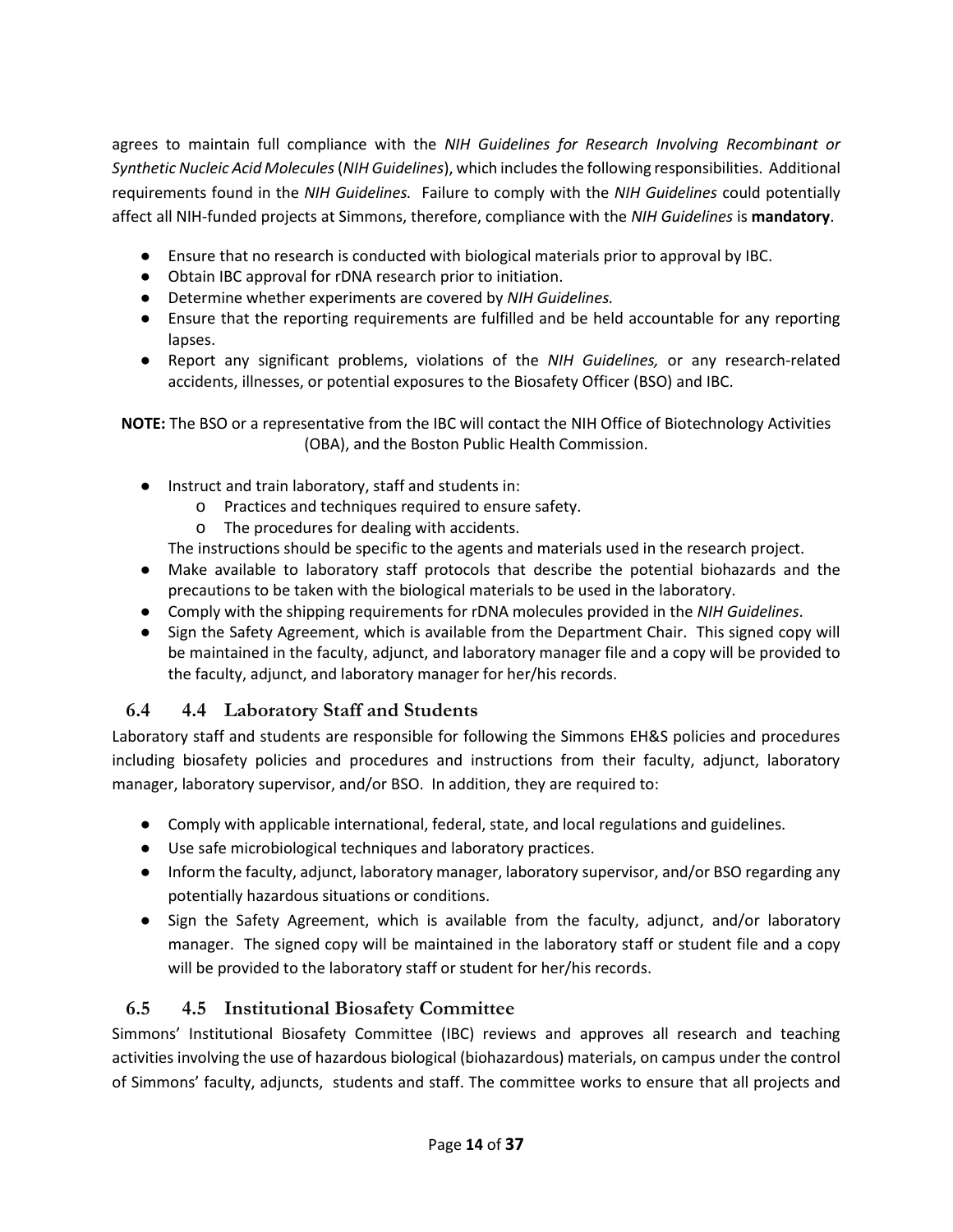agrees to maintain full compliance with the *NIH Guidelines for Research Involving Recombinant or Synthetic Nucleic Acid Molecules* (*NIH Guidelines*), which includes the following responsibilities. Additional requirements found in the *NIH Guidelines.* Failure to comply with the *NIH Guidelines* could potentially affect all NIH-funded projects at Simmons, therefore, compliance with the *NIH Guidelines* is **mandatory**.

- Ensure that no research is conducted with biological materials prior to approval by IBC.
- Obtain IBC approval for rDNA research prior to initiation.
- Determine whether experiments are covered by *NIH Guidelines.*
- Ensure that the reporting requirements are fulfilled and be held accountable for any reporting lapses.
- Report any significant problems, violations of the *NIH Guidelines,* or any research-related accidents, illnesses, or potential exposures to the Biosafety Officer (BSO) and IBC.

**NOTE:** The BSO or a representative from the IBC will contact the NIH Office of Biotechnology Activities (OBA), and the Boston Public Health Commission.

- Instruct and train laboratory, staff and students in:
  - Practices and techniques required to ensure safety.
  - The procedures for dealing with accidents.

  The instructions should be specific to the agents and materials used in the research project.
- Make available to laboratory staff protocols that describe the potential biohazards and the precautions to be taken with the biological materials to be used in the laboratory.
- Comply with the shipping requirements for rDNA molecules provided in the *NIH Guidelines*.
- Sign the Safety Agreement, which is available from the Department Chair. This signed copy will be maintained in the faculty, adjunct, and laboratory manager file and a copy will be provided to the faculty, adjunct, and laboratory manager for her/his records.

## 6.4 4.4 Laboratory Staff and Students

Laboratory staff and students are responsible for following the Simmons EH&S policies and procedures including biosafety policies and procedures and instructions from their faculty, adjunct, laboratory manager, laboratory supervisor, and/or BSO. In addition, they are required to:

- Comply with applicable international, federal, state, and local regulations and guidelines.
- Use safe microbiological techniques and laboratory practices.
- Inform the faculty, adjunct, laboratory manager, laboratory supervisor, and/or BSO regarding any potentially hazardous situations or conditions.
- Sign the Safety Agreement, which is available from the faculty, adjunct, and/or laboratory manager. The signed copy will be maintained in the laboratory staff or student file and a copy will be provided to the laboratory staff or student for her/his records.

## 6.5 4.5 Institutional Biosafety Committee

Simmons' Institutional Biosafety Committee (IBC) reviews and approves all research and teaching activities involving the use of hazardous biological (biohazardous) materials, on campus under the control of Simmons' faculty, adjuncts, students and staff. The committee works to ensure that all projects and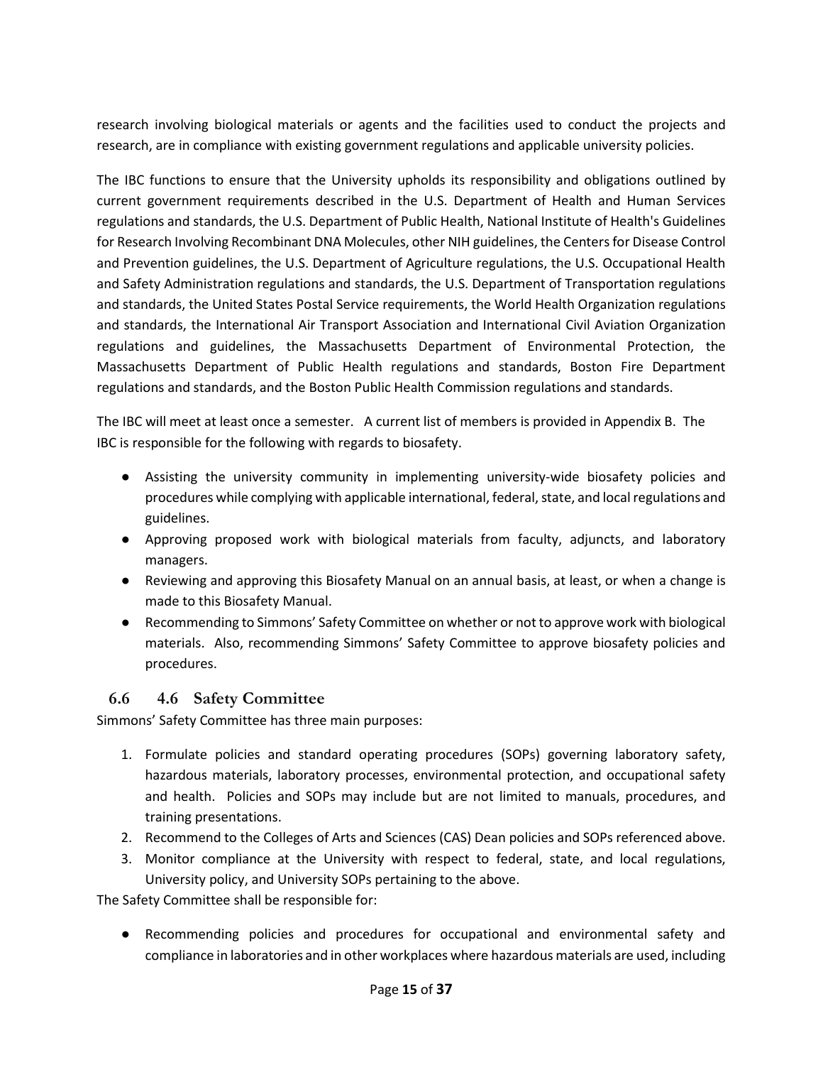research involving biological materials or agents and the facilities used to conduct the projects and research, are in compliance with existing government regulations and applicable university policies.

The IBC functions to ensure that the University upholds its responsibility and obligations outlined by current government requirements described in the U.S. Department of Health and Human Services regulations and standards, the U.S. Department of Public Health, National Institute of Health's Guidelines for Research Involving Recombinant DNA Molecules, other NIH guidelines, the Centers for Disease Control and Prevention guidelines, the U.S. Department of Agriculture regulations, the U.S. Occupational Health and Safety Administration regulations and standards, the U.S. Department of Transportation regulations and standards, the United States Postal Service requirements, the World Health Organization regulations and standards, the International Air Transport Association and International Civil Aviation Organization regulations and guidelines, the Massachusetts Department of Environmental Protection, the Massachusetts Department of Public Health regulations and standards, Boston Fire Department regulations and standards, and the Boston Public Health Commission regulations and standards.

The IBC will meet at least once a semester. A current list of members is provided in Appendix B. The IBC is responsible for the following with regards to biosafety.

- Assisting the university community in implementing university-wide biosafety policies and procedures while complying with applicable international, federal, state, and local regulations and guidelines.
- Approving proposed work with biological materials from faculty, adjuncts, and laboratory managers.
- Reviewing and approving this Biosafety Manual on an annual basis, at least, or when a change is made to this Biosafety Manual.
- Recommending to Simmons' Safety Committee on whether or not to approve work with biological materials. Also, recommending Simmons' Safety Committee to approve biosafety policies and procedures.

## 6.6 4.6 Safety Committee

Simmons' Safety Committee has three main purposes:

1. Formulate policies and standard operating procedures (SOPs) governing laboratory safety, hazardous materials, laboratory processes, environmental protection, and occupational safety and health. Policies and SOPs may include but are not limited to manuals, procedures, and training presentations.
2. Recommend to the Colleges of Arts and Sciences (CAS) Dean policies and SOPs referenced above.
3. Monitor compliance at the University with respect to federal, state, and local regulations, University policy, and University SOPs pertaining to the above.

The Safety Committee shall be responsible for:

- Recommending policies and procedures for occupational and environmental safety and compliance in laboratories and in other workplaces where hazardous materials are used, including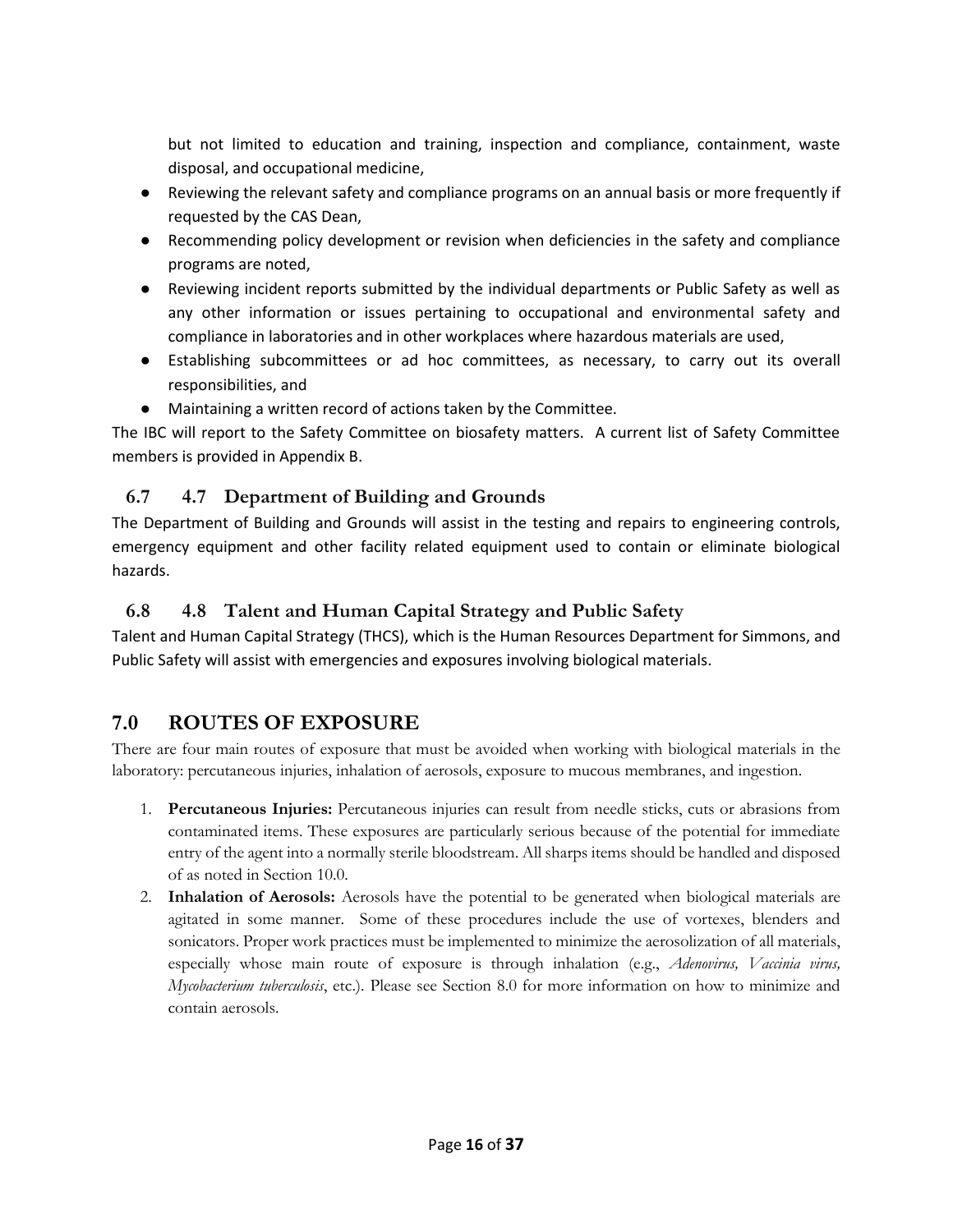but not limited to education and training, inspection and compliance, containment, waste disposal, and occupational medicine,

- Reviewing the relevant safety and compliance programs on an annual basis or more frequently if requested by the CAS Dean,
- Recommending policy development or revision when deficiencies in the safety and compliance programs are noted,
- Reviewing incident reports submitted by the individual departments or Public Safety as well as any other information or issues pertaining to occupational and environmental safety and compliance in laboratories and in other workplaces where hazardous materials are used,
- Establishing subcommittees or ad hoc committees, as necessary, to carry out its overall responsibilities, and
- Maintaining a written record of actions taken by the Committee.

The IBC will report to the Safety Committee on biosafety matters. A current list of Safety Committee members is provided in Appendix B.

### 6.7 4.7 Department of Building and Grounds

The Department of Building and Grounds will assist in the testing and repairs to engineering controls, emergency equipment and other facility related equipment used to contain or eliminate biological hazards.

### 6.8 4.8 Talent and Human Capital Strategy and Public Safety

Talent and Human Capital Strategy (THCS), which is the Human Resources Department for Simmons, and Public Safety will assist with emergencies and exposures involving biological materials.

## 7.0 ROUTES OF EXPOSURE

There are four main routes of exposure that must be avoided when working with biological materials in the laboratory: percutaneous injuries, inhalation of aerosols, exposure to mucous membranes, and ingestion.

1. **Percutaneous Injuries:** Percutaneous injuries can result from needle sticks, cuts or abrasions from contaminated items. These exposures are particularly serious because of the potential for immediate entry of the agent into a normally sterile bloodstream. All sharps items should be handled and disposed of as noted in Section 10.0.
2. **Inhalation of Aerosols:** Aerosols have the potential to be generated when biological materials are agitated in some manner. Some of these procedures include the use of vortexes, blenders and sonicators. Proper work practices must be implemented to minimize the aerosolization of all materials, especially whose main route of exposure is through inhalation (e.g., *Adenovirus, Vaccinia virus, Mycobacterium tuberculosis*, etc.). Please see Section 8.0 for more information on how to minimize and contain aerosols.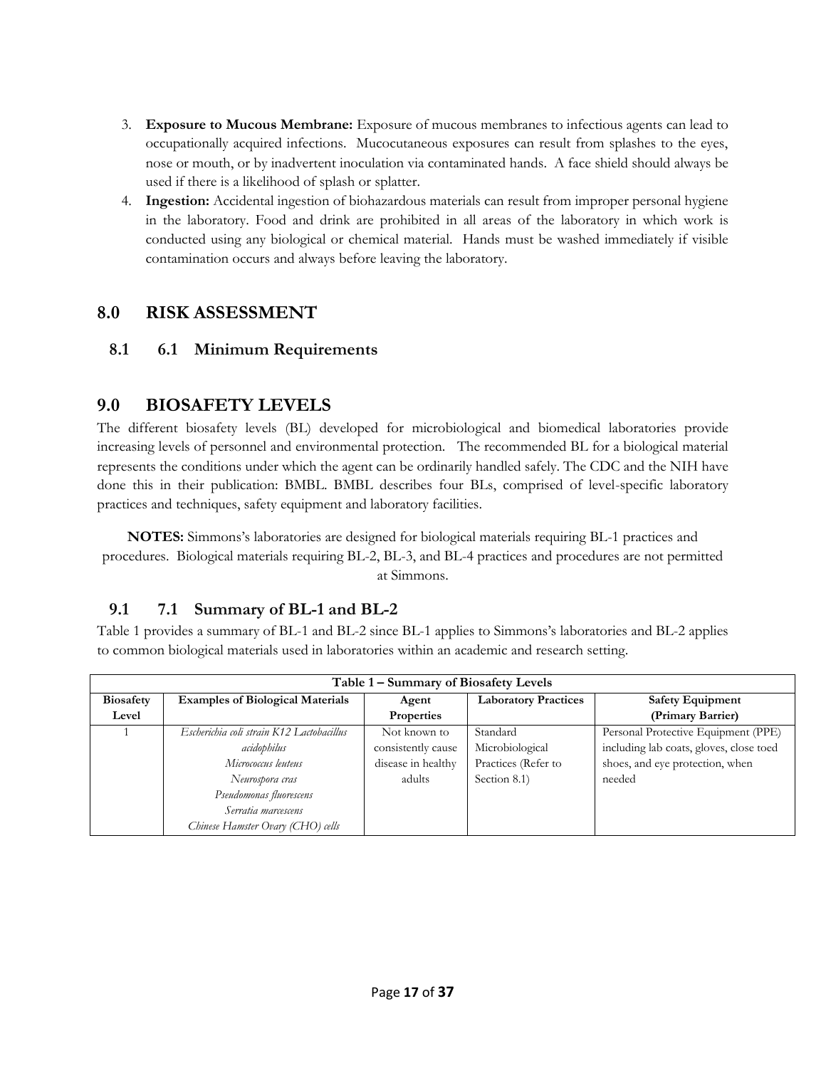3. **Exposure to Mucous Membrane:** Exposure of mucous membranes to infectious agents can lead to occupationally acquired infections. Mucocutaneous exposures can result from splashes to the eyes, nose or mouth, or by inadvertent inoculation via contaminated hands. A face shield should always be used if there is a likelihood of splash or splatter.
4. **Ingestion:** Accidental ingestion of biohazardous materials can result from improper personal hygiene in the laboratory. Food and drink are prohibited in all areas of the laboratory in which work is conducted using any biological or chemical material. Hands must be washed immediately if visible contamination occurs and always before leaving the laboratory.

# 8.0 RISK ASSESSMENT

## 8.1 6.1 Minimum Requirements

# 9.0 BIOSAFETY LEVELS

The different biosafety levels (BL) developed for microbiological and biomedical laboratories provide increasing levels of personnel and environmental protection. The recommended BL for a biological material represents the conditions under which the agent can be ordinarily handled safely. The CDC and the NIH have done this in their publication: BMBL. BMBL describes four BLs, comprised of level-specific laboratory practices and techniques, safety equipment and laboratory facilities.

**NOTES:** Simmons's laboratories are designed for biological materials requiring BL-1 practices and procedures. Biological materials requiring BL-2, BL-3, and BL-4 practices and procedures are not permitted at Simmons.

## 9.1 7.1 Summary of BL-1 and BL-2

Table 1 provides a summary of BL-1 and BL-2 since BL-1 applies to Simmons's laboratories and BL-2 applies to common biological materials used in laboratories within an academic and research setting.

**Table 1 – Summary of Biosafety Levels**

| Biosafety Level | Examples of Biological Materials | Agent Properties | Laboratory Practices | Safety Equipment (Primary Barrier) |
|---|---|---|---|---|
| 1 | *Escherichia coli strain K12 Lactobacillus acidophilus*<br>*Micrococcus leuteus*<br>*Neurospora cras*<br>*Pseudomonas fluorescens*<br>*Serratia marcescens*<br>*Chinese Hamster Ovary (CHO) cells* | Not known to consistently cause disease in healthy adults | Standard Microbiological Practices (Refer to Section 8.1) | Personal Protective Equipment (PPE) including lab coats, gloves, close toed shoes, and eye protection, when needed |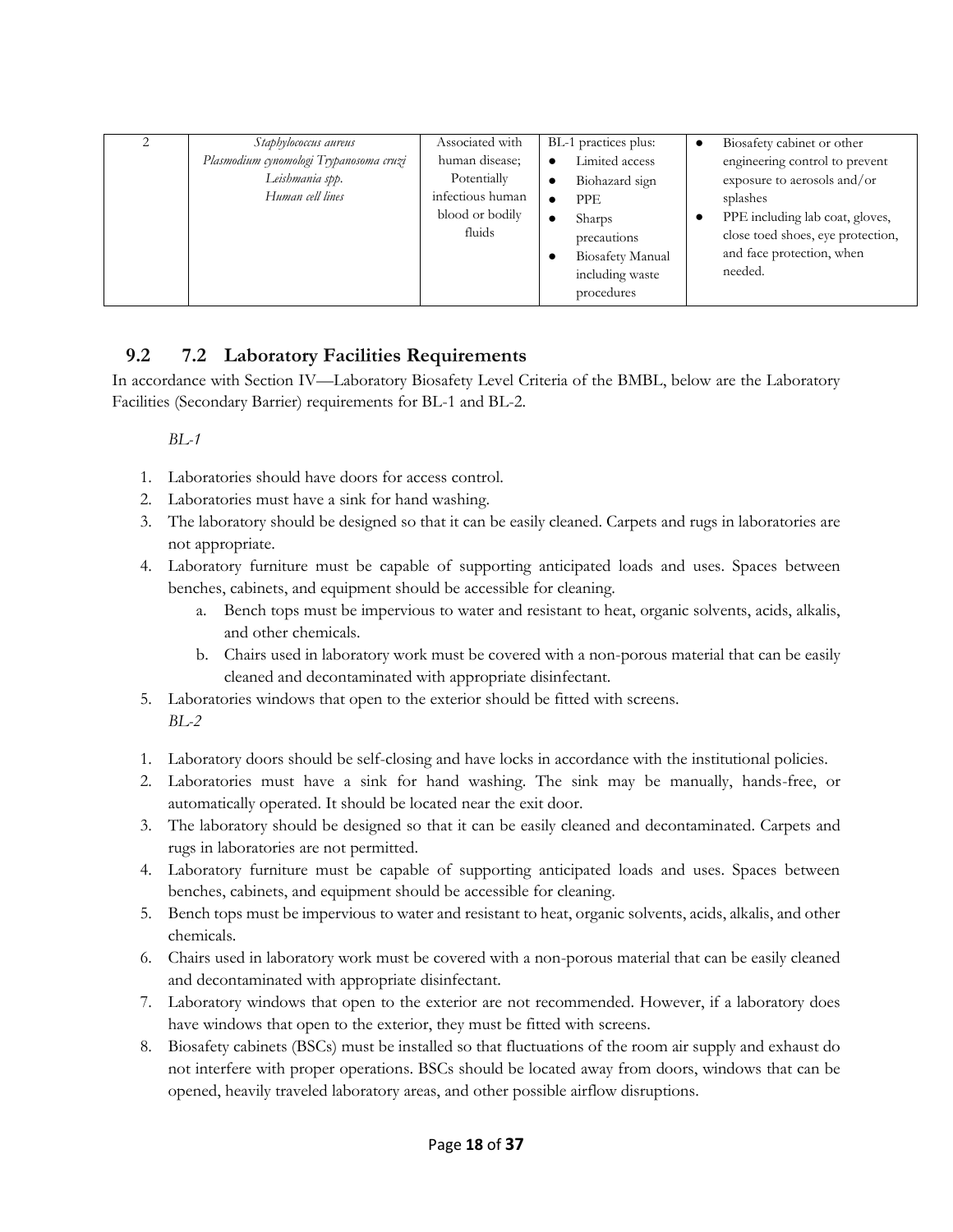| | | | | |
|---|---|---|---|---|
| 2 | *Staphylococcus aureus*<br>*Plasmodium cynomologi Trypanosoma cruzi*<br>*Leishmania spp.*<br>*Human cell lines* | Associated with human disease; Potentially infectious human blood or bodily fluids | BL-1 practices plus:<br>• Limited access<br>• Biohazard sign<br>• PPE<br>• Sharps precautions<br>• Biosafety Manual including waste procedures | • Biosafety cabinet or other engineering control to prevent exposure to aerosols and/or splashes<br>• PPE including lab coat, gloves, close toed shoes, eye protection, and face protection, when needed. |

## 9.2 7.2 Laboratory Facilities Requirements

In accordance with Section IV—Laboratory Biosafety Level Criteria of the BMBL, below are the Laboratory Facilities (Secondary Barrier) requirements for BL-1 and BL-2.

*BL-1*

1. Laboratories should have doors for access control.
2. Laboratories must have a sink for hand washing.
3. The laboratory should be designed so that it can be easily cleaned. Carpets and rugs in laboratories are not appropriate.
4. Laboratory furniture must be capable of supporting anticipated loads and uses. Spaces between benches, cabinets, and equipment should be accessible for cleaning.
   a. Bench tops must be impervious to water and resistant to heat, organic solvents, acids, alkalis, and other chemicals.
   b. Chairs used in laboratory work must be covered with a non-porous material that can be easily cleaned and decontaminated with appropriate disinfectant.
5. Laboratories windows that open to the exterior should be fitted with screens.

*BL-2*

1. Laboratory doors should be self-closing and have locks in accordance with the institutional policies.
2. Laboratories must have a sink for hand washing. The sink may be manually, hands-free, or automatically operated. It should be located near the exit door.
3. The laboratory should be designed so that it can be easily cleaned and decontaminated. Carpets and rugs in laboratories are not permitted.
4. Laboratory furniture must be capable of supporting anticipated loads and uses. Spaces between benches, cabinets, and equipment should be accessible for cleaning.
5. Bench tops must be impervious to water and resistant to heat, organic solvents, acids, alkalis, and other chemicals.
6. Chairs used in laboratory work must be covered with a non-porous material that can be easily cleaned and decontaminated with appropriate disinfectant.
7. Laboratory windows that open to the exterior are not recommended. However, if a laboratory does have windows that open to the exterior, they must be fitted with screens.
8. Biosafety cabinets (BSCs) must be installed so that fluctuations of the room air supply and exhaust do not interfere with proper operations. BSCs should be located away from doors, windows that can be opened, heavily traveled laboratory areas, and other possible airflow disruptions.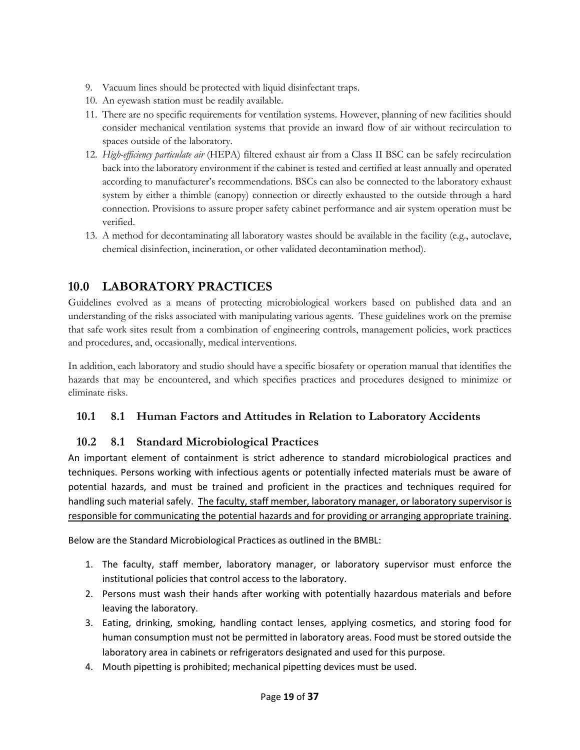9. Vacuum lines should be protected with liquid disinfectant traps.
10. An eyewash station must be readily available.
11. There are no specific requirements for ventilation systems. However, planning of new facilities should consider mechanical ventilation systems that provide an inward flow of air without recirculation to spaces outside of the laboratory.
12. *High-efficiency particulate air* (HEPA) filtered exhaust air from a Class II BSC can be safely recirculation back into the laboratory environment if the cabinet is tested and certified at least annually and operated according to manufacturer's recommendations. BSCs can also be connected to the laboratory exhaust system by either a thimble (canopy) connection or directly exhausted to the outside through a hard connection. Provisions to assure proper safety cabinet performance and air system operation must be verified.
13. A method for decontaminating all laboratory wastes should be available in the facility (e.g., autoclave, chemical disinfection, incineration, or other validated decontamination method).

# 10.0 LABORATORY PRACTICES

Guidelines evolved as a means of protecting microbiological workers based on published data and an understanding of the risks associated with manipulating various agents. These guidelines work on the premise that safe work sites result from a combination of engineering controls, management policies, work practices and procedures, and, occasionally, medical interventions.

In addition, each laboratory and studio should have a specific biosafety or operation manual that identifies the hazards that may be encountered, and which specifies practices and procedures designed to minimize or eliminate risks.

## 10.1 8.1 Human Factors and Attitudes in Relation to Laboratory Accidents

## 10.2 8.1 Standard Microbiological Practices

An important element of containment is strict adherence to standard microbiological practices and techniques. Persons working with infectious agents or potentially infected materials must be aware of potential hazards, and must be trained and proficient in the practices and techniques required for handling such material safely. The faculty, staff member, laboratory manager, or laboratory supervisor is responsible for communicating the potential hazards and for providing or arranging appropriate training.

Below are the Standard Microbiological Practices as outlined in the BMBL:

1. The faculty, staff member, laboratory manager, or laboratory supervisor must enforce the institutional policies that control access to the laboratory.
2. Persons must wash their hands after working with potentially hazardous materials and before leaving the laboratory.
3. Eating, drinking, smoking, handling contact lenses, applying cosmetics, and storing food for human consumption must not be permitted in laboratory areas. Food must be stored outside the laboratory area in cabinets or refrigerators designated and used for this purpose.
4. Mouth pipetting is prohibited; mechanical pipetting devices must be used.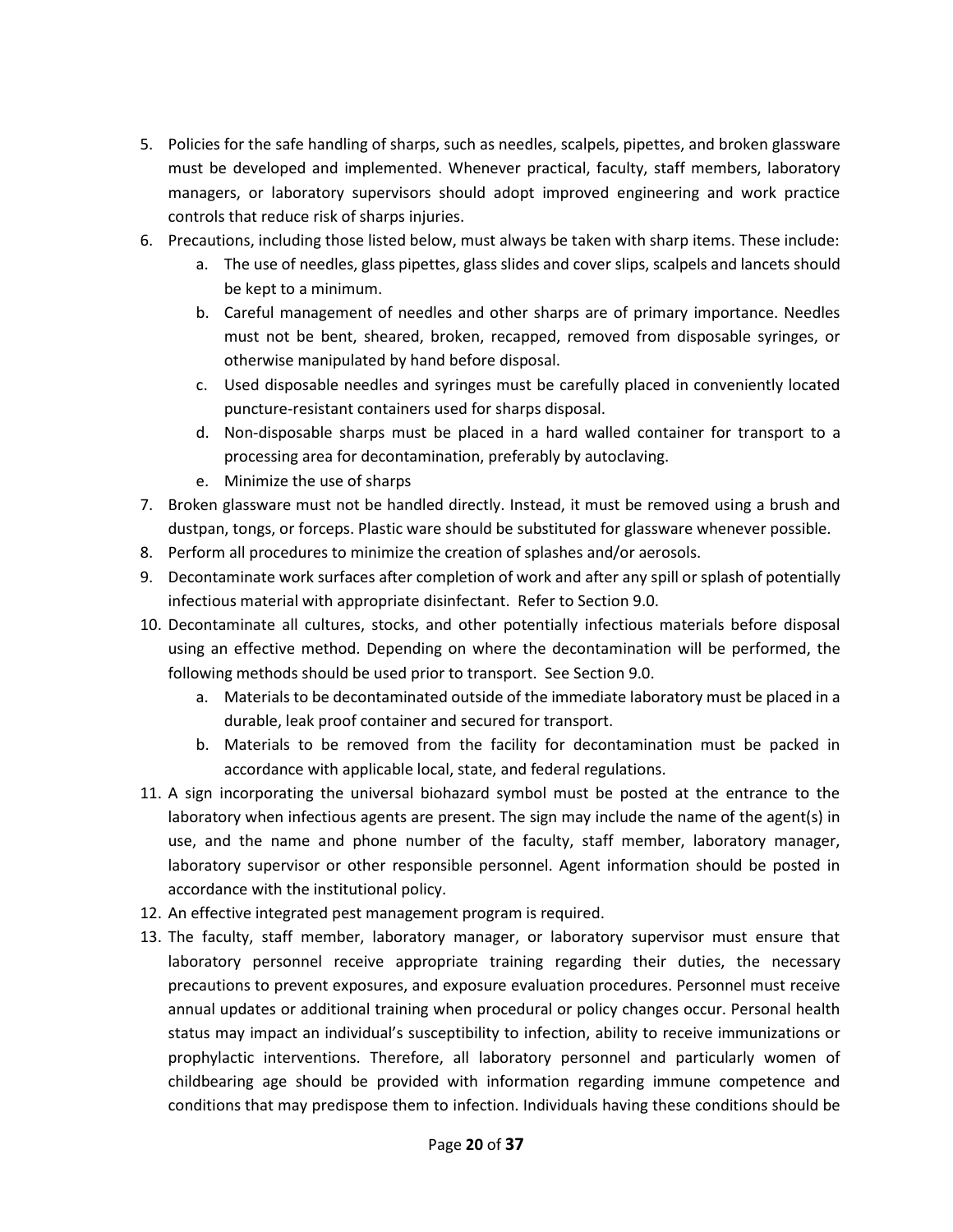5. Policies for the safe handling of sharps, such as needles, scalpels, pipettes, and broken glassware must be developed and implemented. Whenever practical, faculty, staff members, laboratory managers, or laboratory supervisors should adopt improved engineering and work practice controls that reduce risk of sharps injuries.
6. Precautions, including those listed below, must always be taken with sharp items. These include:
   a. The use of needles, glass pipettes, glass slides and cover slips, scalpels and lancets should be kept to a minimum.
   b. Careful management of needles and other sharps are of primary importance. Needles must not be bent, sheared, broken, recapped, removed from disposable syringes, or otherwise manipulated by hand before disposal.
   c. Used disposable needles and syringes must be carefully placed in conveniently located puncture-resistant containers used for sharps disposal.
   d. Non-disposable sharps must be placed in a hard walled container for transport to a processing area for decontamination, preferably by autoclaving.
   e. Minimize the use of sharps
7. Broken glassware must not be handled directly. Instead, it must be removed using a brush and dustpan, tongs, or forceps. Plastic ware should be substituted for glassware whenever possible.
8. Perform all procedures to minimize the creation of splashes and/or aerosols.
9. Decontaminate work surfaces after completion of work and after any spill or splash of potentially infectious material with appropriate disinfectant. Refer to Section 9.0.
10. Decontaminate all cultures, stocks, and other potentially infectious materials before disposal using an effective method. Depending on where the decontamination will be performed, the following methods should be used prior to transport. See Section 9.0.
    a. Materials to be decontaminated outside of the immediate laboratory must be placed in a durable, leak proof container and secured for transport.
    b. Materials to be removed from the facility for decontamination must be packed in accordance with applicable local, state, and federal regulations.
11. A sign incorporating the universal biohazard symbol must be posted at the entrance to the laboratory when infectious agents are present. The sign may include the name of the agent(s) in use, and the name and phone number of the faculty, staff member, laboratory manager, laboratory supervisor or other responsible personnel. Agent information should be posted in accordance with the institutional policy.
12. An effective integrated pest management program is required.
13. The faculty, staff member, laboratory manager, or laboratory supervisor must ensure that laboratory personnel receive appropriate training regarding their duties, the necessary precautions to prevent exposures, and exposure evaluation procedures. Personnel must receive annual updates or additional training when procedural or policy changes occur. Personal health status may impact an individual's susceptibility to infection, ability to receive immunizations or prophylactic interventions. Therefore, all laboratory personnel and particularly women of childbearing age should be provided with information regarding immune competence and conditions that may predispose them to infection. Individuals having these conditions should be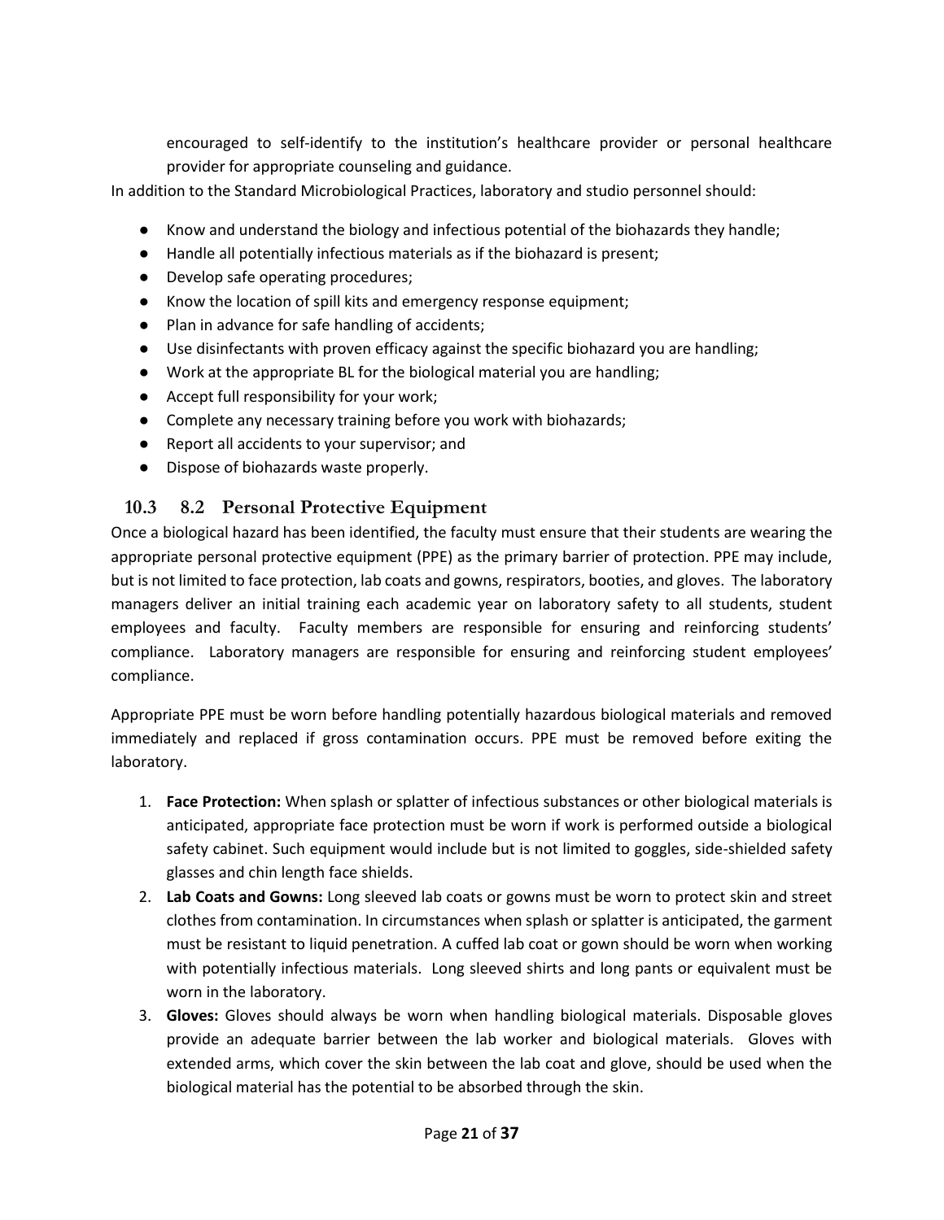encouraged to self-identify to the institution's healthcare provider or personal healthcare provider for appropriate counseling and guidance.

In addition to the Standard Microbiological Practices, laboratory and studio personnel should:

- Know and understand the biology and infectious potential of the biohazards they handle;
- Handle all potentially infectious materials as if the biohazard is present;
- Develop safe operating procedures;
- Know the location of spill kits and emergency response equipment;
- Plan in advance for safe handling of accidents;
- Use disinfectants with proven efficacy against the specific biohazard you are handling;
- Work at the appropriate BL for the biological material you are handling;
- Accept full responsibility for your work;
- Complete any necessary training before you work with biohazards;
- Report all accidents to your supervisor; and
- Dispose of biohazards waste properly.

## 10.3 8.2 Personal Protective Equipment

Once a biological hazard has been identified, the faculty must ensure that their students are wearing the appropriate personal protective equipment (PPE) as the primary barrier of protection. PPE may include, but is not limited to face protection, lab coats and gowns, respirators, booties, and gloves. The laboratory managers deliver an initial training each academic year on laboratory safety to all students, student employees and faculty. Faculty members are responsible for ensuring and reinforcing students' compliance. Laboratory managers are responsible for ensuring and reinforcing student employees' compliance.

Appropriate PPE must be worn before handling potentially hazardous biological materials and removed immediately and replaced if gross contamination occurs. PPE must be removed before exiting the laboratory.

1. **Face Protection:** When splash or splatter of infectious substances or other biological materials is anticipated, appropriate face protection must be worn if work is performed outside a biological safety cabinet. Such equipment would include but is not limited to goggles, side-shielded safety glasses and chin length face shields.
2. **Lab Coats and Gowns:** Long sleeved lab coats or gowns must be worn to protect skin and street clothes from contamination. In circumstances when splash or splatter is anticipated, the garment must be resistant to liquid penetration. A cuffed lab coat or gown should be worn when working with potentially infectious materials. Long sleeved shirts and long pants or equivalent must be worn in the laboratory.
3. **Gloves:** Gloves should always be worn when handling biological materials. Disposable gloves provide an adequate barrier between the lab worker and biological materials. Gloves with extended arms, which cover the skin between the lab coat and glove, should be used when the biological material has the potential to be absorbed through the skin.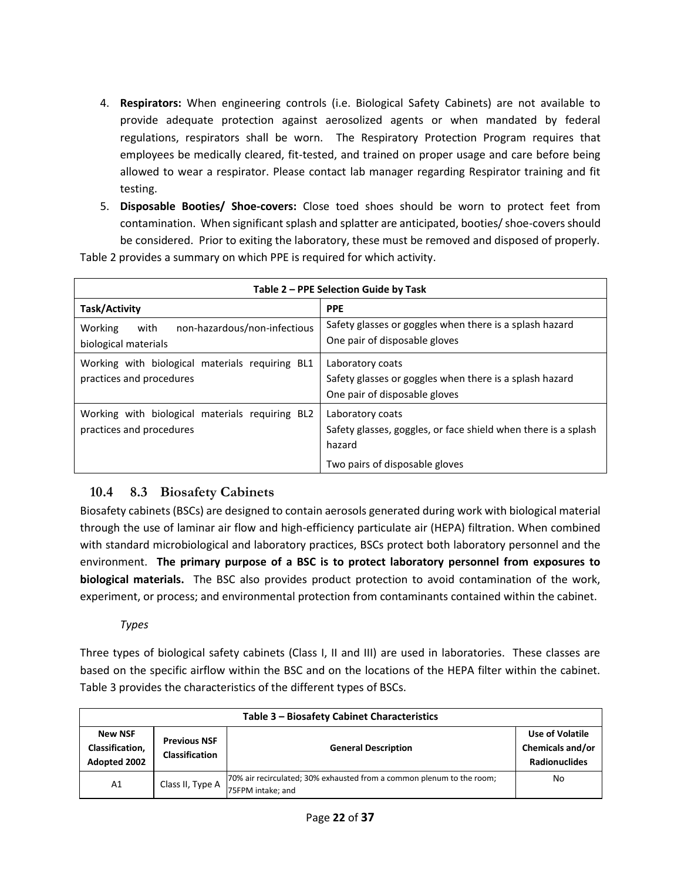4. **Respirators:** When engineering controls (i.e. Biological Safety Cabinets) are not available to provide adequate protection against aerosolized agents or when mandated by federal regulations, respirators shall be worn. The Respiratory Protection Program requires that employees be medically cleared, fit-tested, and trained on proper usage and care before being allowed to wear a respirator. Please contact lab manager regarding Respirator training and fit testing.
5. **Disposable Booties/ Shoe-covers:** Close toed shoes should be worn to protect feet from contamination. When significant splash and splatter are anticipated, booties/ shoe-covers should be considered. Prior to exiting the laboratory, these must be removed and disposed of properly.

Table 2 provides a summary on which PPE is required for which activity.

| Table 2 – PPE Selection Guide by Task | |
|---|---|
| **Task/Activity** | **PPE** |
| Working with non-hazardous/non-infectious biological materials | Safety glasses or goggles when there is a splash hazard<br>One pair of disposable gloves |
| Working with biological materials requiring BL1 practices and procedures | Laboratory coats<br>Safety glasses or goggles when there is a splash hazard<br>One pair of disposable gloves |
| Working with biological materials requiring BL2 practices and procedures | Laboratory coats<br>Safety glasses, goggles, or face shield when there is a splash hazard<br>Two pairs of disposable gloves |

## 10.4 8.3 Biosafety Cabinets

Biosafety cabinets (BSCs) are designed to contain aerosols generated during work with biological material through the use of laminar air flow and high-efficiency particulate air (HEPA) filtration. When combined with standard microbiological and laboratory practices, BSCs protect both laboratory personnel and the environment. **The primary purpose of a BSC is to protect laboratory personnel from exposures to biological materials.** The BSC also provides product protection to avoid contamination of the work, experiment, or process; and environmental protection from contaminants contained within the cabinet.

*Types*

Three types of biological safety cabinets (Class I, II and III) are used in laboratories. These classes are based on the specific airflow within the BSC and on the locations of the HEPA filter within the cabinet. Table 3 provides the characteristics of the different types of BSCs.

| Table 3 – Biosafety Cabinet Characteristics | | | |
|---|---|---|---|
| **New NSF Classification, Adopted 2002** | **Previous NSF Classification** | **General Description** | **Use of Volatile Chemicals and/or Radionuclides** |
| A1 | Class II, Type A | 70% air recirculated; 30% exhausted from a common plenum to the room; 75FPM intake; and | No |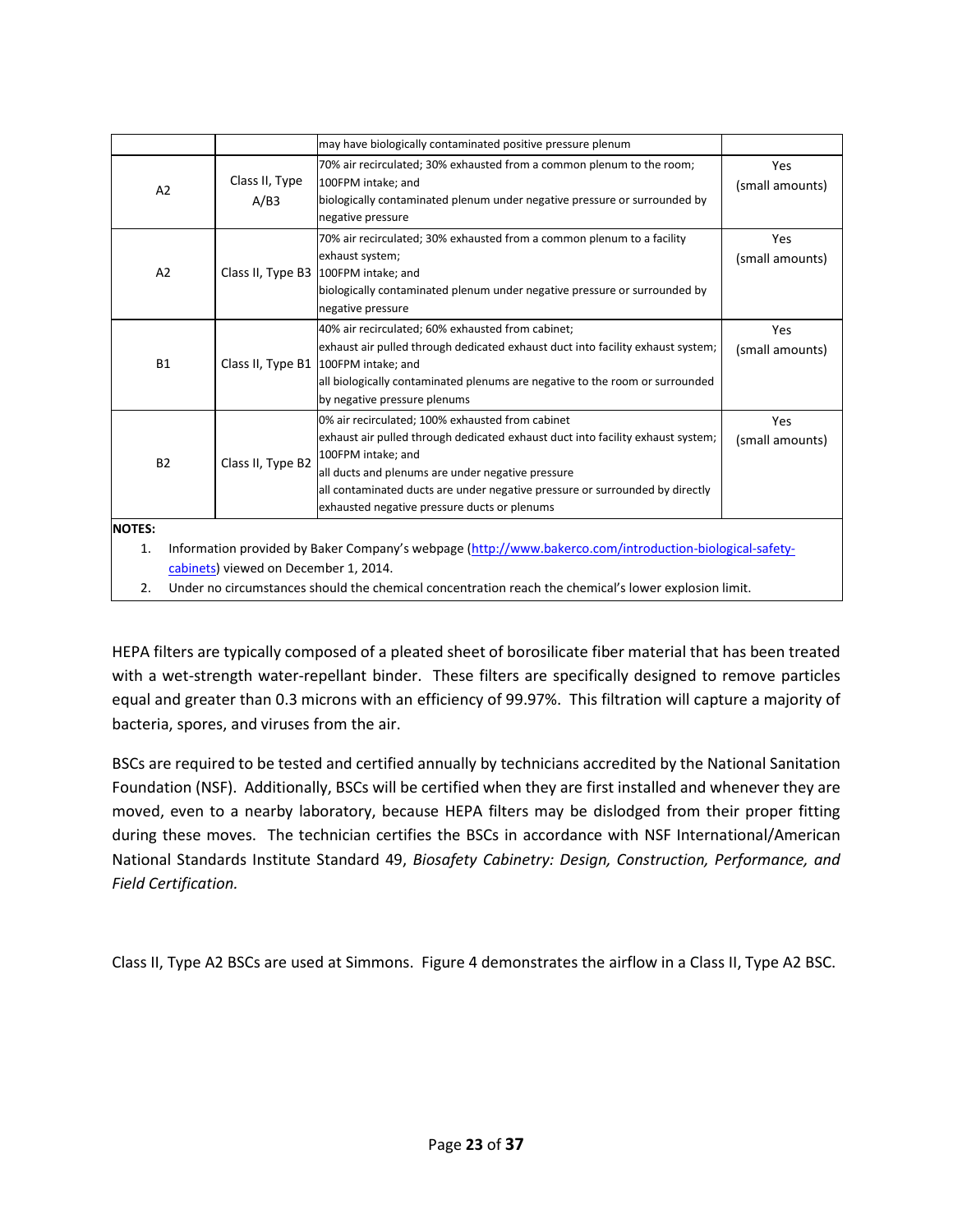| | | | |
|---|---|---|---|
| | | may have biologically contaminated positive pressure plenum | |
| A2 | Class II, Type A/B3 | 70% air recirculated; 30% exhausted from a common plenum to the room;<br>100FPM intake; and<br>biologically contaminated plenum under negative pressure or surrounded by negative pressure | Yes (small amounts) |
| A2 | Class II, Type B3 | 70% air recirculated; 30% exhausted from a common plenum to a facility exhaust system;<br>100FPM intake; and<br>biologically contaminated plenum under negative pressure or surrounded by negative pressure | Yes (small amounts) |
| B1 | Class II, Type B1 | 40% air recirculated; 60% exhausted from cabinet;<br>exhaust air pulled through dedicated exhaust duct into facility exhaust system;<br>100FPM intake; and<br>all biologically contaminated plenums are negative to the room or surrounded by negative pressure plenums | Yes (small amounts) |
| B2 | Class II, Type B2 | 0% air recirculated; 100% exhausted from cabinet<br>exhaust air pulled through dedicated exhaust duct into facility exhaust system;<br>100FPM intake; and<br>all ducts and plenums are under negative pressure<br>all contaminated ducts are under negative pressure or surrounded by directly exhausted negative pressure ducts or plenums | Yes (small amounts) |

**NOTES:**

1. Information provided by Baker Company's webpage (http://www.bakerco.com/introduction-biological-safety-cabinets) viewed on December 1, 2014.
2. Under no circumstances should the chemical concentration reach the chemical's lower explosion limit.

HEPA filters are typically composed of a pleated sheet of borosilicate fiber material that has been treated with a wet-strength water-repellant binder. These filters are specifically designed to remove particles equal and greater than 0.3 microns with an efficiency of 99.97%. This filtration will capture a majority of bacteria, spores, and viruses from the air.

BSCs are required to be tested and certified annually by technicians accredited by the National Sanitation Foundation (NSF). Additionally, BSCs will be certified when they are first installed and whenever they are moved, even to a nearby laboratory, because HEPA filters may be dislodged from their proper fitting during these moves. The technician certifies the BSCs in accordance with NSF International/American National Standards Institute Standard 49, *Biosafety Cabinetry: Design, Construction, Performance, and Field Certification.*

Class II, Type A2 BSCs are used at Simmons. Figure 4 demonstrates the airflow in a Class II, Type A2 BSC.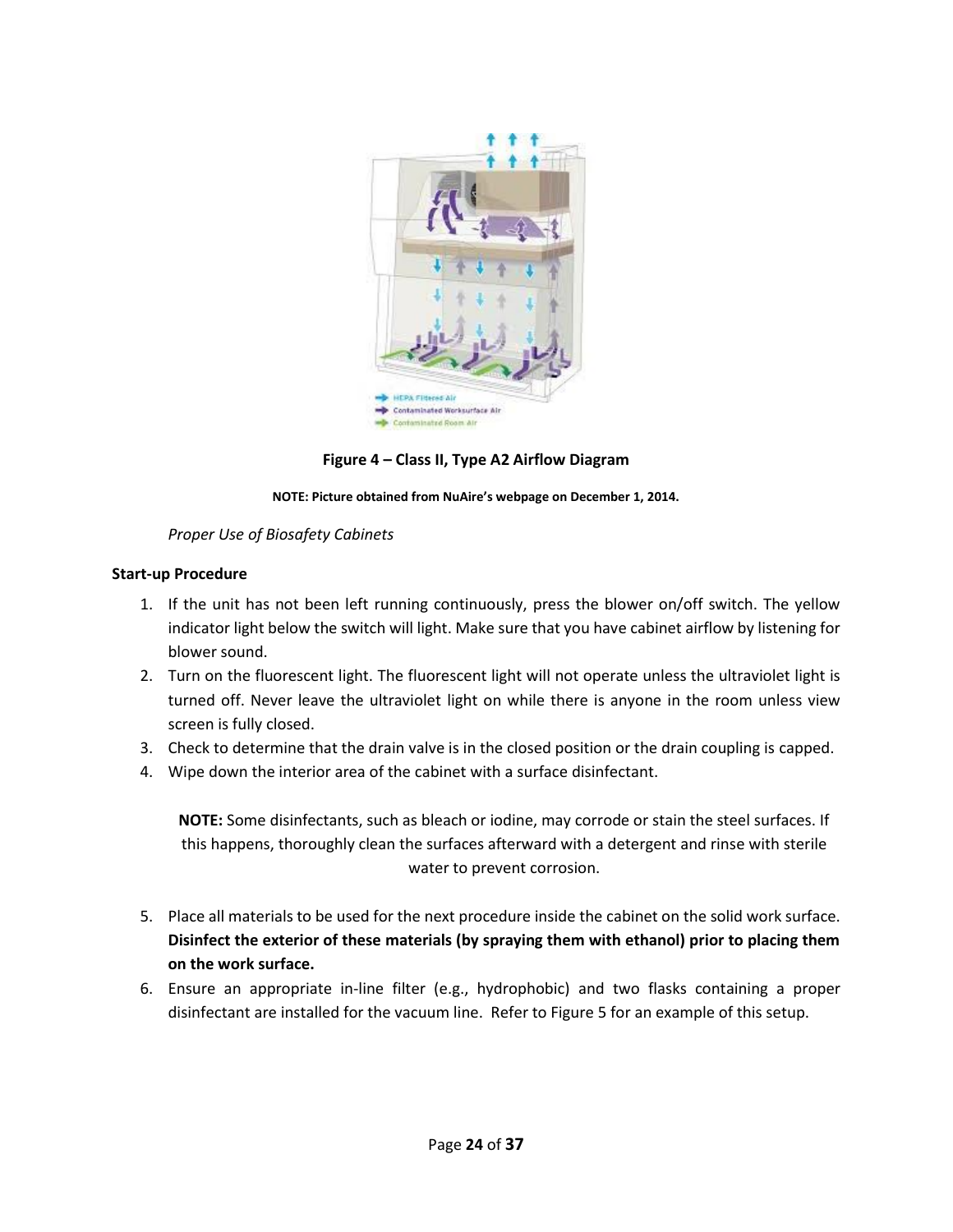HEPA Filtered Air
Contaminated Worksurface Air
Contaminated Room Air

**Figure 4 – Class II, Type A2 Airflow Diagram**

**NOTE: Picture obtained from NuAire's webpage on December 1, 2014.**

*Proper Use of Biosafety Cabinets*

**Start-up Procedure**

1. If the unit has not been left running continuously, press the blower on/off switch. The yellow indicator light below the switch will light. Make sure that you have cabinet airflow by listening for blower sound.
2. Turn on the fluorescent light. The fluorescent light will not operate unless the ultraviolet light is turned off. Never leave the ultraviolet light on while there is anyone in the room unless view screen is fully closed.
3. Check to determine that the drain valve is in the closed position or the drain coupling is capped.
4. Wipe down the interior area of the cabinet with a surface disinfectant.

   **NOTE:** Some disinfectants, such as bleach or iodine, may corrode or stain the steel surfaces. If this happens, thoroughly clean the surfaces afterward with a detergent and rinse with sterile water to prevent corrosion.

5. Place all materials to be used for the next procedure inside the cabinet on the solid work surface. **Disinfect the exterior of these materials (by spraying them with ethanol) prior to placing them on the work surface.**
6. Ensure an appropriate in-line filter (e.g., hydrophobic) and two flasks containing a proper disinfectant are installed for the vacuum line. Refer to Figure 5 for an example of this setup.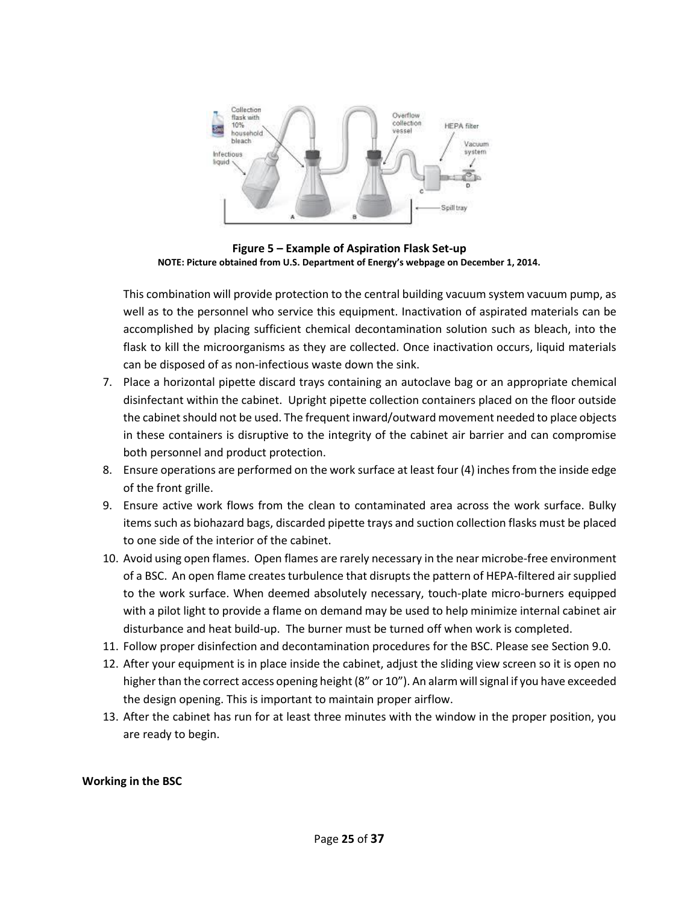Collection flask with 10% household bleach

Infectious liquid

Overflow collection vessel

HEPA filter

Vacuum system

Spill tray

A

B

C

D

**Figure 5 – Example of Aspiration Flask Set-up**
**NOTE: Picture obtained from U.S. Department of Energy's webpage on December 1, 2014.**

This combination will provide protection to the central building vacuum system vacuum pump, as well as to the personnel who service this equipment. Inactivation of aspirated materials can be accomplished by placing sufficient chemical decontamination solution such as bleach, into the flask to kill the microorganisms as they are collected. Once inactivation occurs, liquid materials can be disposed of as non-infectious waste down the sink.

7. Place a horizontal pipette discard trays containing an autoclave bag or an appropriate chemical disinfectant within the cabinet. Upright pipette collection containers placed on the floor outside the cabinet should not be used. The frequent inward/outward movement needed to place objects in these containers is disruptive to the integrity of the cabinet air barrier and can compromise both personnel and product protection.
8. Ensure operations are performed on the work surface at least four (4) inches from the inside edge of the front grille.
9. Ensure active work flows from the clean to contaminated area across the work surface. Bulky items such as biohazard bags, discarded pipette trays and suction collection flasks must be placed to one side of the interior of the cabinet.
10. Avoid using open flames. Open flames are rarely necessary in the near microbe-free environment of a BSC. An open flame creates turbulence that disrupts the pattern of HEPA-filtered air supplied to the work surface. When deemed absolutely necessary, touch-plate micro-burners equipped with a pilot light to provide a flame on demand may be used to help minimize internal cabinet air disturbance and heat build-up. The burner must be turned off when work is completed.
11. Follow proper disinfection and decontamination procedures for the BSC. Please see Section 9.0.
12. After your equipment is in place inside the cabinet, adjust the sliding view screen so it is open no higher than the correct access opening height (8" or 10"). An alarm will signal if you have exceeded the design opening. This is important to maintain proper airflow.
13. After the cabinet has run for at least three minutes with the window in the proper position, you are ready to begin.

**Working in the BSC**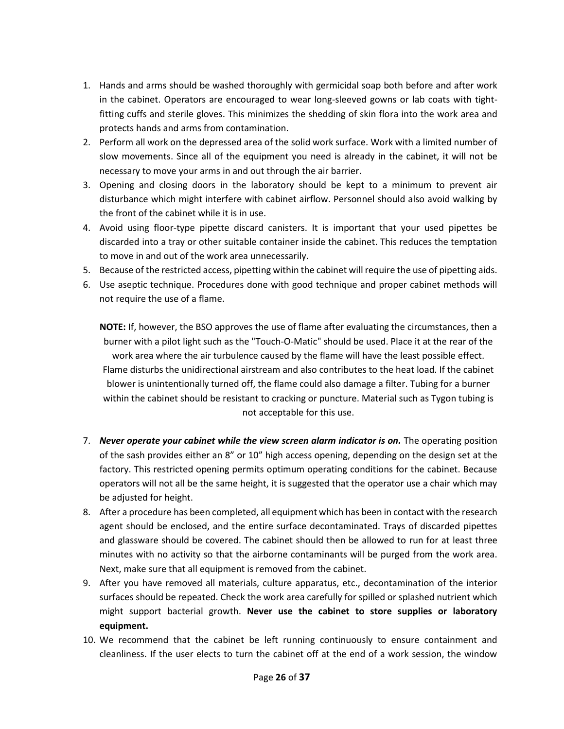1. Hands and arms should be washed thoroughly with germicidal soap both before and after work in the cabinet. Operators are encouraged to wear long-sleeved gowns or lab coats with tight-fitting cuffs and sterile gloves. This minimizes the shedding of skin flora into the work area and protects hands and arms from contamination.
2. Perform all work on the depressed area of the solid work surface. Work with a limited number of slow movements. Since all of the equipment you need is already in the cabinet, it will not be necessary to move your arms in and out through the air barrier.
3. Opening and closing doors in the laboratory should be kept to a minimum to prevent air disturbance which might interfere with cabinet airflow. Personnel should also avoid walking by the front of the cabinet while it is in use.
4. Avoid using floor-type pipette discard canisters. It is important that your used pipettes be discarded into a tray or other suitable container inside the cabinet. This reduces the temptation to move in and out of the work area unnecessarily.
5. Because of the restricted access, pipetting within the cabinet will require the use of pipetting aids.
6. Use aseptic technique. Procedures done with good technique and proper cabinet methods will not require the use of a flame.

   **NOTE:** If, however, the BSO approves the use of flame after evaluating the circumstances, then a burner with a pilot light such as the "Touch-O-Matic" should be used. Place it at the rear of the work area where the air turbulence caused by the flame will have the least possible effect. Flame disturbs the unidirectional airstream and also contributes to the heat load. If the cabinet blower is unintentionally turned off, the flame could also damage a filter. Tubing for a burner within the cabinet should be resistant to cracking or puncture. Material such as Tygon tubing is not acceptable for this use.

7. ***Never operate your cabinet while the view screen alarm indicator is on.*** The operating position of the sash provides either an 8" or 10" high access opening, depending on the design set at the factory. This restricted opening permits optimum operating conditions for the cabinet. Because operators will not all be the same height, it is suggested that the operator use a chair which may be adjusted for height.
8. After a procedure has been completed, all equipment which has been in contact with the research agent should be enclosed, and the entire surface decontaminated. Trays of discarded pipettes and glassware should be covered. The cabinet should then be allowed to run for at least three minutes with no activity so that the airborne contaminants will be purged from the work area. Next, make sure that all equipment is removed from the cabinet.
9. After you have removed all materials, culture apparatus, etc., decontamination of the interior surfaces should be repeated. Check the work area carefully for spilled or splashed nutrient which might support bacterial growth. **Never use the cabinet to store supplies or laboratory equipment.**
10. We recommend that the cabinet be left running continuously to ensure containment and cleanliness. If the user elects to turn the cabinet off at the end of a work session, the window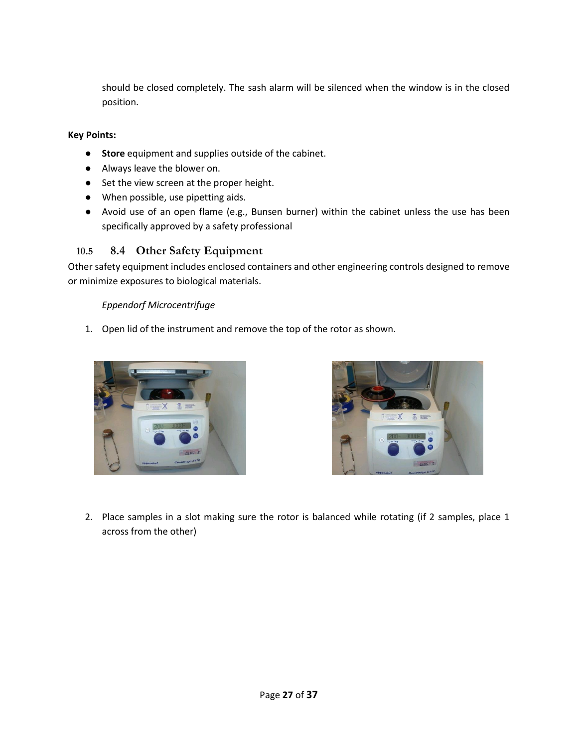should be closed completely. The sash alarm will be silenced when the window is in the closed position.

**Key Points:**

- **Store** equipment and supplies outside of the cabinet.
- Always leave the blower on.
- Set the view screen at the proper height.
- When possible, use pipetting aids.
- Avoid use of an open flame (e.g., Bunsen burner) within the cabinet unless the use has been specifically approved by a safety professional

## 10.5 8.4 Other Safety Equipment

Other safety equipment includes enclosed containers and other engineering controls designed to remove or minimize exposures to biological materials.

*Eppendorf Microcentrifuge*

1. Open lid of the instrument and remove the top of the rotor as shown.

2. Place samples in a slot making sure the rotor is balanced while rotating (if 2 samples, place 1 across from the other)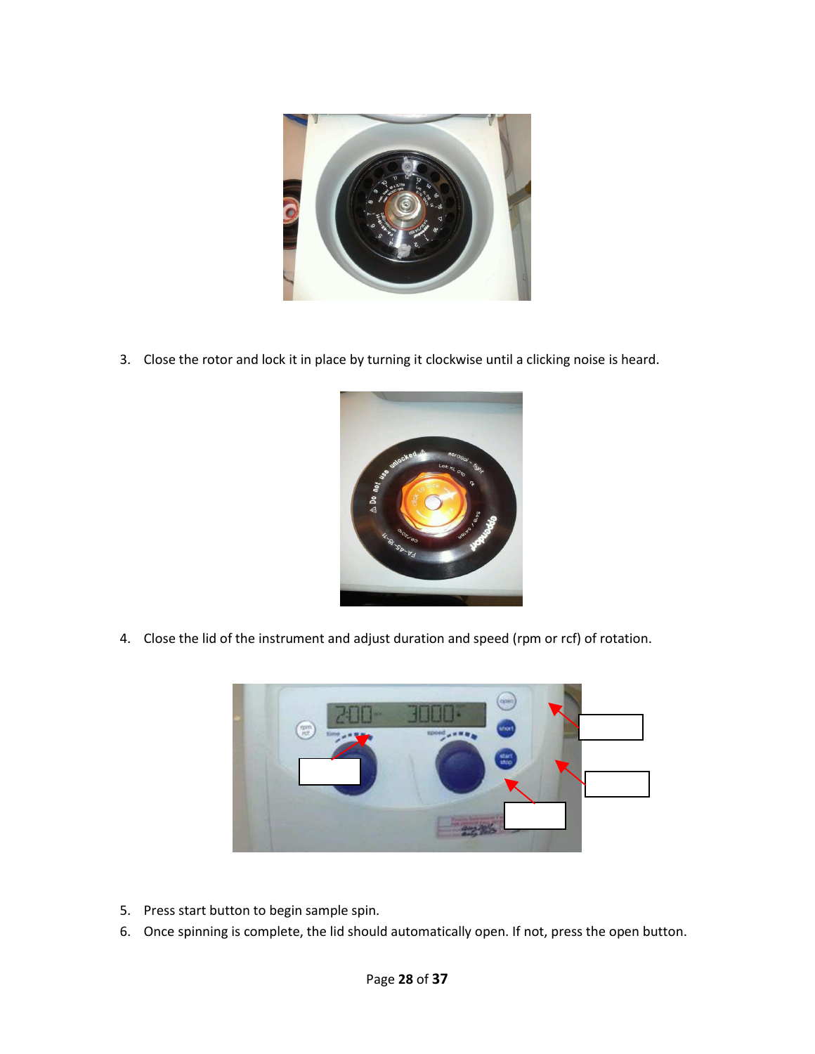3. Close the rotor and lock it in place by turning it clockwise until a clicking noise is heard.

4. Close the lid of the instrument and adjust duration and speed (rpm or rcf) of rotation.

5. Press start button to begin sample spin.
6. Once spinning is complete, the lid should automatically open. If not, press the open button.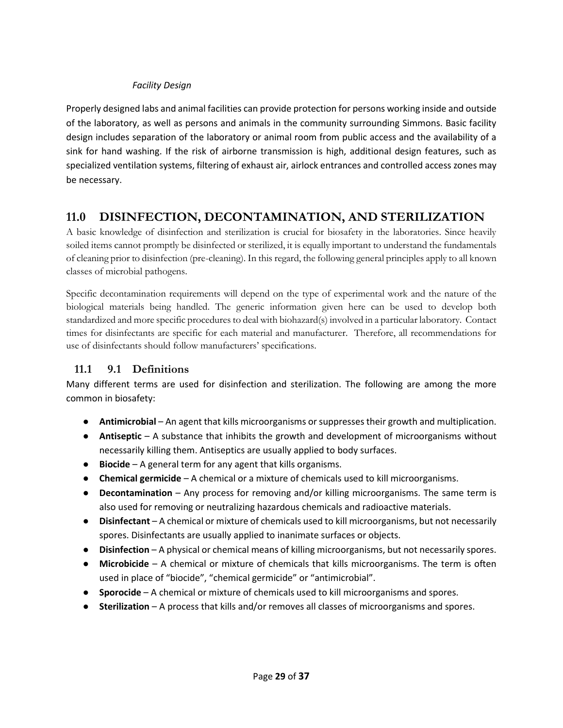*Facility Design*

Properly designed labs and animal facilities can provide protection for persons working inside and outside of the laboratory, as well as persons and animals in the community surrounding Simmons. Basic facility design includes separation of the laboratory or animal room from public access and the availability of a sink for hand washing. If the risk of airborne transmission is high, additional design features, such as specialized ventilation systems, filtering of exhaust air, airlock entrances and controlled access zones may be necessary.

# 11.0 DISINFECTION, DECONTAMINATION, AND STERILIZATION

A basic knowledge of disinfection and sterilization is crucial for biosafety in the laboratories. Since heavily soiled items cannot promptly be disinfected or sterilized, it is equally important to understand the fundamentals of cleaning prior to disinfection (pre-cleaning). In this regard, the following general principles apply to all known classes of microbial pathogens.

Specific decontamination requirements will depend on the type of experimental work and the nature of the biological materials being handled. The generic information given here can be used to develop both standardized and more specific procedures to deal with biohazard(s) involved in a particular laboratory. Contact times for disinfectants are specific for each material and manufacturer. Therefore, all recommendations for use of disinfectants should follow manufacturers' specifications.

## 11.1 9.1 Definitions

Many different terms are used for disinfection and sterilization. The following are among the more common in biosafety:

- **Antimicrobial** – An agent that kills microorganisms or suppresses their growth and multiplication.
- **Antiseptic** – A substance that inhibits the growth and development of microorganisms without necessarily killing them. Antiseptics are usually applied to body surfaces.
- **Biocide** – A general term for any agent that kills organisms.
- **Chemical germicide** – A chemical or a mixture of chemicals used to kill microorganisms.
- **Decontamination** – Any process for removing and/or killing microorganisms. The same term is also used for removing or neutralizing hazardous chemicals and radioactive materials.
- **Disinfectant** – A chemical or mixture of chemicals used to kill microorganisms, but not necessarily spores. Disinfectants are usually applied to inanimate surfaces or objects.
- **Disinfection** – A physical or chemical means of killing microorganisms, but not necessarily spores.
- **Microbicide** – A chemical or mixture of chemicals that kills microorganisms. The term is often used in place of "biocide", "chemical germicide" or "antimicrobial".
- **Sporocide** – A chemical or mixture of chemicals used to kill microorganisms and spores.
- **Sterilization** – A process that kills and/or removes all classes of microorganisms and spores.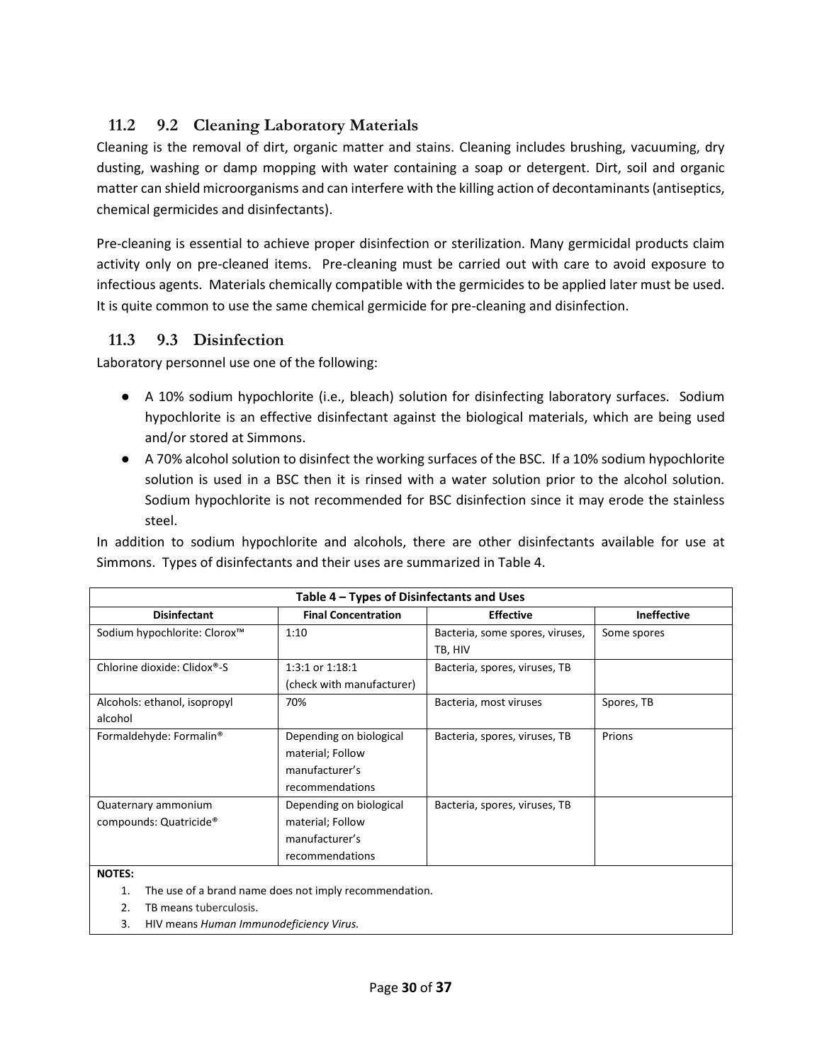## 11.2 9.2 Cleaning Laboratory Materials

Cleaning is the removal of dirt, organic matter and stains. Cleaning includes brushing, vacuuming, dry dusting, washing or damp mopping with water containing a soap or detergent. Dirt, soil and organic matter can shield microorganisms and can interfere with the killing action of decontaminants (antiseptics, chemical germicides and disinfectants).

Pre-cleaning is essential to achieve proper disinfection or sterilization. Many germicidal products claim activity only on pre-cleaned items. Pre-cleaning must be carried out with care to avoid exposure to infectious agents. Materials chemically compatible with the germicides to be applied later must be used. It is quite common to use the same chemical germicide for pre-cleaning and disinfection.

## 11.3 9.3 Disinfection

Laboratory personnel use one of the following:

- A 10% sodium hypochlorite (i.e., bleach) solution for disinfecting laboratory surfaces. Sodium hypochlorite is an effective disinfectant against the biological materials, which are being used and/or stored at Simmons.
- A 70% alcohol solution to disinfect the working surfaces of the BSC. If a 10% sodium hypochlorite solution is used in a BSC then it is rinsed with a water solution prior to the alcohol solution. Sodium hypochlorite is not recommended for BSC disinfection since it may erode the stainless steel.

In addition to sodium hypochlorite and alcohols, there are other disinfectants available for use at Simmons. Types of disinfectants and their uses are summarized in Table 4.

**Table 4 – Types of Disinfectants and Uses**

| Disinfectant | Final Concentration | Effective | Ineffective |
|---|---|---|---|
| Sodium hypochlorite: Clorox™ | 1:10 | Bacteria, some spores, viruses, TB, HIV | Some spores |
| Chlorine dioxide: Clidox®-S | 1:3:1 or 1:18:1 (check with manufacturer) | Bacteria, spores, viruses, TB | |
| Alcohols: ethanol, isopropyl alcohol | 70% | Bacteria, most viruses | Spores, TB |
| Formaldehyde: Formalin® | Depending on biological material; Follow manufacturer's recommendations | Bacteria, spores, viruses, TB | Prions |
| Quaternary ammonium compounds: Quatricide® | Depending on biological material; Follow manufacturer's recommendations | Bacteria, spores, viruses, TB | |

**NOTES:**

1. The use of a brand name does not imply recommendation.
2. TB means tuberculosis.
3. HIV means *Human Immunodeficiency Virus.*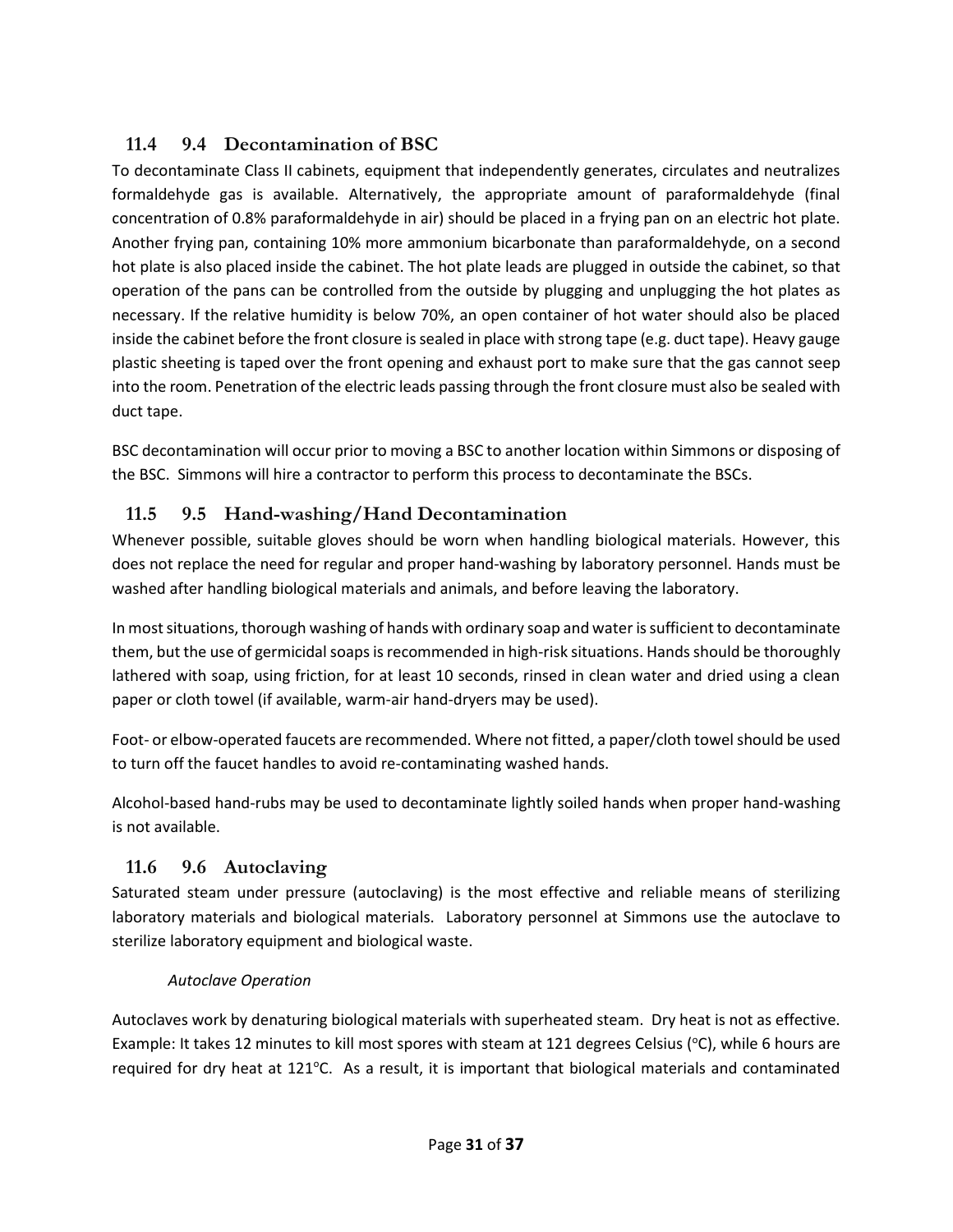## 11.4 9.4 Decontamination of BSC

To decontaminate Class II cabinets, equipment that independently generates, circulates and neutralizes formaldehyde gas is available. Alternatively, the appropriate amount of paraformaldehyde (final concentration of 0.8% paraformaldehyde in air) should be placed in a frying pan on an electric hot plate. Another frying pan, containing 10% more ammonium bicarbonate than paraformaldehyde, on a second hot plate is also placed inside the cabinet. The hot plate leads are plugged in outside the cabinet, so that operation of the pans can be controlled from the outside by plugging and unplugging the hot plates as necessary. If the relative humidity is below 70%, an open container of hot water should also be placed inside the cabinet before the front closure is sealed in place with strong tape (e.g. duct tape). Heavy gauge plastic sheeting is taped over the front opening and exhaust port to make sure that the gas cannot seep into the room. Penetration of the electric leads passing through the front closure must also be sealed with duct tape.

BSC decontamination will occur prior to moving a BSC to another location within Simmons or disposing of the BSC. Simmons will hire a contractor to perform this process to decontaminate the BSCs.

## 11.5 9.5 Hand-washing/Hand Decontamination

Whenever possible, suitable gloves should be worn when handling biological materials. However, this does not replace the need for regular and proper hand-washing by laboratory personnel. Hands must be washed after handling biological materials and animals, and before leaving the laboratory.

In most situations, thorough washing of hands with ordinary soap and water is sufficient to decontaminate them, but the use of germicidal soaps is recommended in high-risk situations. Hands should be thoroughly lathered with soap, using friction, for at least 10 seconds, rinsed in clean water and dried using a clean paper or cloth towel (if available, warm-air hand-dryers may be used).

Foot- or elbow-operated faucets are recommended. Where not fitted, a paper/cloth towel should be used to turn off the faucet handles to avoid re-contaminating washed hands.

Alcohol-based hand-rubs may be used to decontaminate lightly soiled hands when proper hand-washing is not available.

## 11.6 9.6 Autoclaving

Saturated steam under pressure (autoclaving) is the most effective and reliable means of sterilizing laboratory materials and biological materials. Laboratory personnel at Simmons use the autoclave to sterilize laboratory equipment and biological waste.

*Autoclave Operation*

Autoclaves work by denaturing biological materials with superheated steam. Dry heat is not as effective. Example: It takes 12 minutes to kill most spores with steam at 121 degrees Celsius (°C), while 6 hours are required for dry heat at 121°C. As a result, it is important that biological materials and contaminated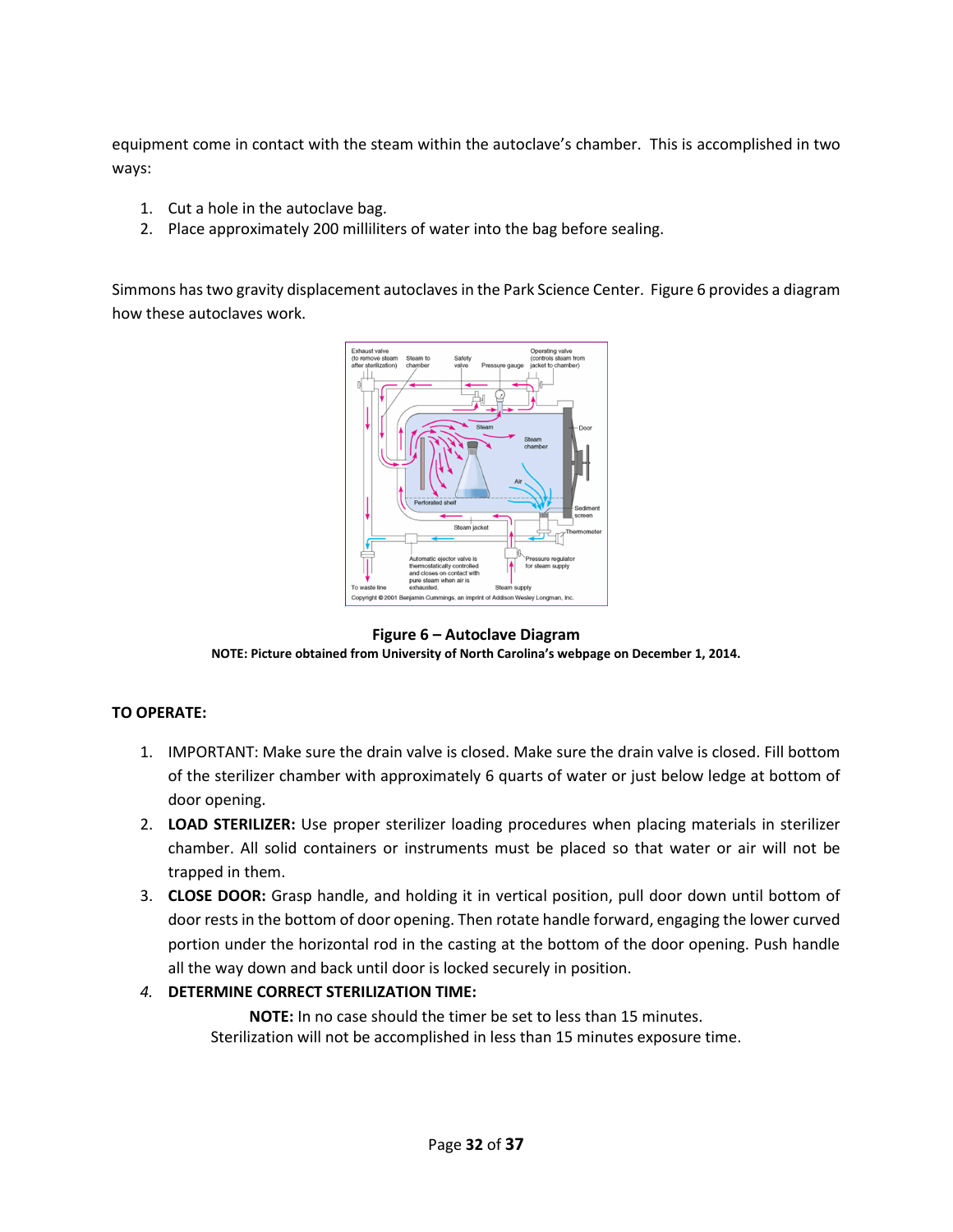equipment come in contact with the steam within the autoclave's chamber. This is accomplished in two ways:

1. Cut a hole in the autoclave bag.
2. Place approximately 200 milliliters of water into the bag before sealing.

Simmons has two gravity displacement autoclaves in the Park Science Center. Figure 6 provides a diagram how these autoclaves work.

**Figure 6 – Autoclave Diagram**

**NOTE: Picture obtained from University of North Carolina's webpage on December 1, 2014.**

**TO OPERATE:**

1. IMPORTANT: Make sure the drain valve is closed. Make sure the drain valve is closed. Fill bottom of the sterilizer chamber with approximately 6 quarts of water or just below ledge at bottom of door opening.
2. **LOAD STERILIZER:** Use proper sterilizer loading procedures when placing materials in sterilizer chamber. All solid containers or instruments must be placed so that water or air will not be trapped in them.
3. **CLOSE DOOR:** Grasp handle, and holding it in vertical position, pull door down until bottom of door rests in the bottom of door opening. Then rotate handle forward, engaging the lower curved portion under the horizontal rod in the casting at the bottom of the door opening. Push handle all the way down and back until door is locked securely in position.
4. ***DETERMINE CORRECT STERILIZATION TIME:***

**NOTE:** In no case should the timer be set to less than 15 minutes.
Sterilization will not be accomplished in less than 15 minutes exposure time.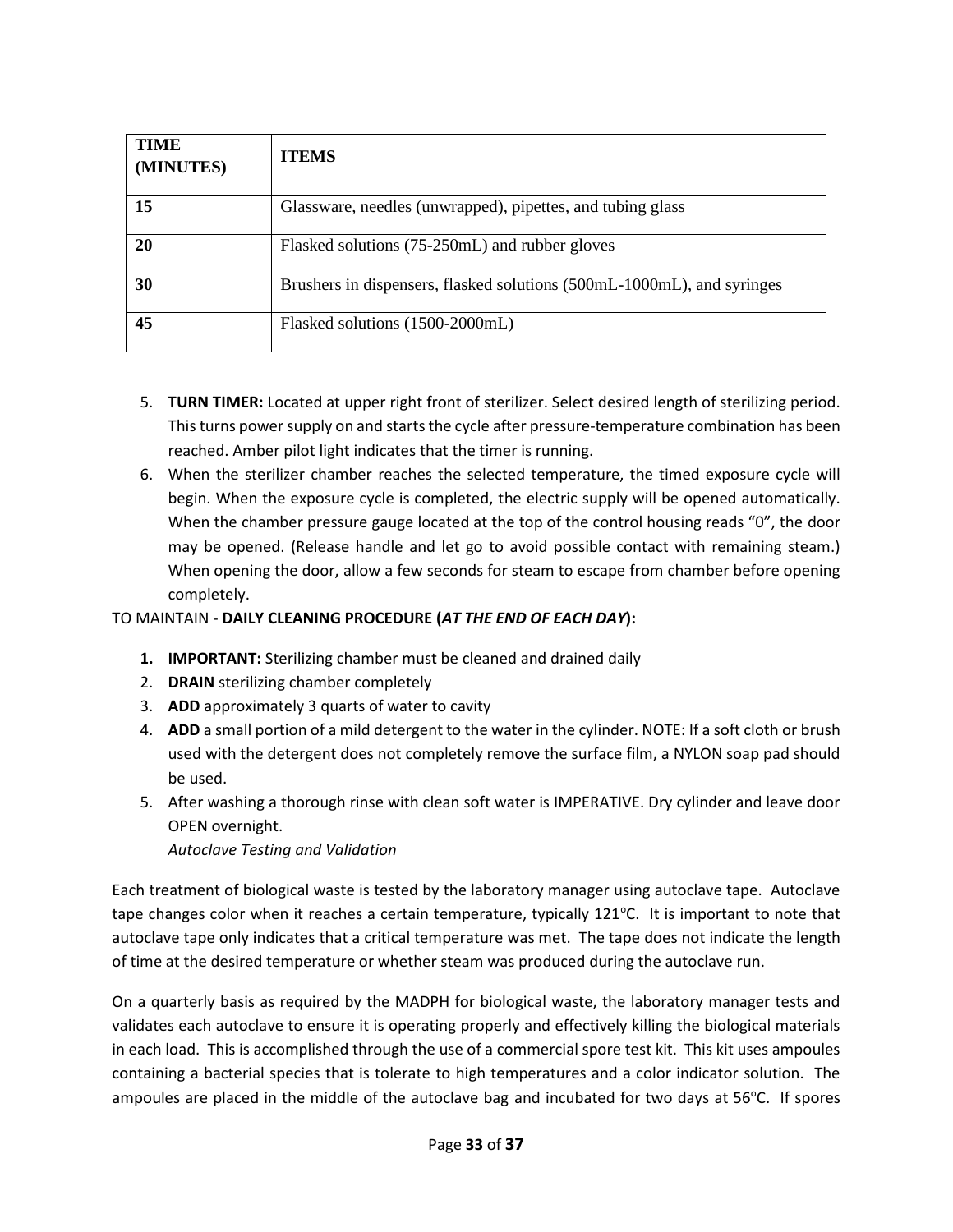| TIME (MINUTES) | ITEMS |
|---|---|
| **15** | Glassware, needles (unwrapped), pipettes, and tubing glass |
| **20** | Flasked solutions (75-250mL) and rubber gloves |
| **30** | Brushers in dispensers, flasked solutions (500mL-1000mL), and syringes |
| **45** | Flasked solutions (1500-2000mL) |

5. **TURN TIMER:** Located at upper right front of sterilizer. Select desired length of sterilizing period. This turns power supply on and starts the cycle after pressure-temperature combination has been reached. Amber pilot light indicates that the timer is running.
6. When the sterilizer chamber reaches the selected temperature, the timed exposure cycle will begin. When the exposure cycle is completed, the electric supply will be opened automatically. When the chamber pressure gauge located at the top of the control housing reads "0", the door may be opened. (Release handle and let go to avoid possible contact with remaining steam.) When opening the door, allow a few seconds for steam to escape from chamber before opening completely.

TO MAINTAIN - **DAILY CLEANING PROCEDURE (*AT THE END OF EACH DAY*):**

1. **IMPORTANT:** Sterilizing chamber must be cleaned and drained daily
2. **DRAIN** sterilizing chamber completely
3. **ADD** approximately 3 quarts of water to cavity
4. **ADD** a small portion of a mild detergent to the water in the cylinder. NOTE: If a soft cloth or brush used with the detergent does not completely remove the surface film, a NYLON soap pad should be used.
5. After washing a thorough rinse with clean soft water is IMPERATIVE. Dry cylinder and leave door OPEN overnight.

*Autoclave Testing and Validation*

Each treatment of biological waste is tested by the laboratory manager using autoclave tape. Autoclave tape changes color when it reaches a certain temperature, typically 121°C. It is important to note that autoclave tape only indicates that a critical temperature was met. The tape does not indicate the length of time at the desired temperature or whether steam was produced during the autoclave run.

On a quarterly basis as required by the MADPH for biological waste, the laboratory manager tests and validates each autoclave to ensure it is operating properly and effectively killing the biological materials in each load. This is accomplished through the use of a commercial spore test kit. This kit uses ampoules containing a bacterial species that is tolerate to high temperatures and a color indicator solution. The ampoules are placed in the middle of the autoclave bag and incubated for two days at 56°C. If spores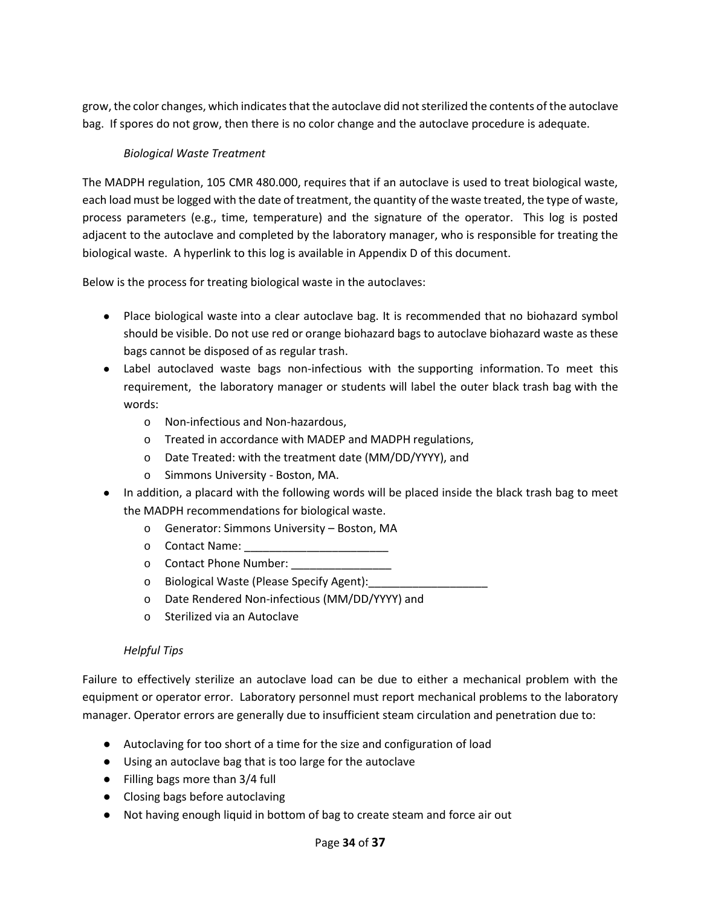grow, the color changes, which indicates that the autoclave did not sterilized the contents of the autoclave bag. If spores do not grow, then there is no color change and the autoclave procedure is adequate.

*Biological Waste Treatment*

The MADPH regulation, 105 CMR 480.000, requires that if an autoclave is used to treat biological waste, each load must be logged with the date of treatment, the quantity of the waste treated, the type of waste, process parameters (e.g., time, temperature) and the signature of the operator. This log is posted adjacent to the autoclave and completed by the laboratory manager, who is responsible for treating the biological waste. A hyperlink to this log is available in Appendix D of this document.

Below is the process for treating biological waste in the autoclaves:

- Place biological waste into a clear autoclave bag. It is recommended that no biohazard symbol should be visible. Do not use red or orange biohazard bags to autoclave biohazard waste as these bags cannot be disposed of as regular trash.
- Label autoclaved waste bags non-infectious with the supporting information. To meet this requirement, the laboratory manager or students will label the outer black trash bag with the words:
  - Non-infectious and Non-hazardous,
  - Treated in accordance with MADEP and MADPH regulations,
  - Date Treated: with the treatment date (MM/DD/YYYY), and
  - Simmons University - Boston, MA.
- In addition, a placard with the following words will be placed inside the black trash bag to meet the MADPH recommendations for biological waste.
  - Generator: Simmons University – Boston, MA
  - Contact Name: _______________________
  - Contact Phone Number: ________________
  - Biological Waste (Please Specify Agent):___________________
  - Date Rendered Non-infectious (MM/DD/YYYY) and
  - Sterilized via an Autoclave

*Helpful Tips*

Failure to effectively sterilize an autoclave load can be due to either a mechanical problem with the equipment or operator error. Laboratory personnel must report mechanical problems to the laboratory manager. Operator errors are generally due to insufficient steam circulation and penetration due to:

- Autoclaving for too short of a time for the size and configuration of load
- Using an autoclave bag that is too large for the autoclave
- Filling bags more than 3/4 full
- Closing bags before autoclaving
- Not having enough liquid in bottom of bag to create steam and force air out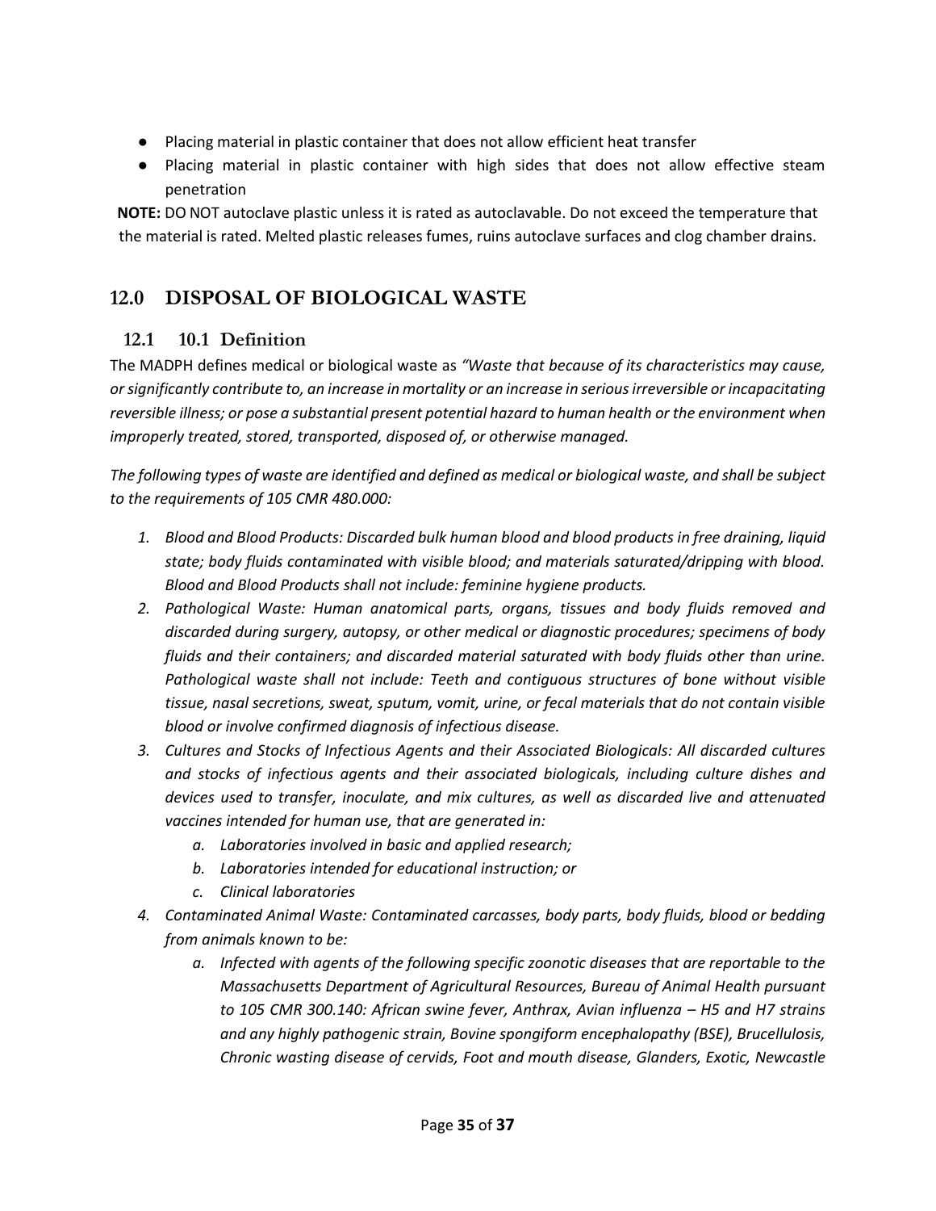- Placing material in plastic container that does not allow efficient heat transfer
- Placing material in plastic container with high sides that does not allow effective steam penetration

**NOTE:** DO NOT autoclave plastic unless it is rated as autoclavable. Do not exceed the temperature that the material is rated. Melted plastic releases fumes, ruins autoclave surfaces and clog chamber drains.

## 12.0 DISPOSAL OF BIOLOGICAL WASTE

### 12.1 10.1 Definition

The MADPH defines medical or biological waste as *"Waste that because of its characteristics may cause, or significantly contribute to, an increase in mortality or an increase in serious irreversible or incapacitating reversible illness; or pose a substantial present potential hazard to human health or the environment when improperly treated, stored, transported, disposed of, or otherwise managed.*

*The following types of waste are identified and defined as medical or biological waste, and shall be subject to the requirements of 105 CMR 480.000:*

1. *Blood and Blood Products: Discarded bulk human blood and blood products in free draining, liquid state; body fluids contaminated with visible blood; and materials saturated/dripping with blood. Blood and Blood Products shall not include: feminine hygiene products.*
2. *Pathological Waste: Human anatomical parts, organs, tissues and body fluids removed and discarded during surgery, autopsy, or other medical or diagnostic procedures; specimens of body fluids and their containers; and discarded material saturated with body fluids other than urine. Pathological waste shall not include: Teeth and contiguous structures of bone without visible tissue, nasal secretions, sweat, sputum, vomit, urine, or fecal materials that do not contain visible blood or involve confirmed diagnosis of infectious disease.*
3. *Cultures and Stocks of Infectious Agents and their Associated Biologicals: All discarded cultures and stocks of infectious agents and their associated biologicals, including culture dishes and devices used to transfer, inoculate, and mix cultures, as well as discarded live and attenuated vaccines intended for human use, that are generated in:*
   a. *Laboratories involved in basic and applied research;*
   b. *Laboratories intended for educational instruction; or*
   c. *Clinical laboratories*
4. *Contaminated Animal Waste: Contaminated carcasses, body parts, body fluids, blood or bedding from animals known to be:*
   a. *Infected with agents of the following specific zoonotic diseases that are reportable to the Massachusetts Department of Agricultural Resources, Bureau of Animal Health pursuant to 105 CMR 300.140: African swine fever, Anthrax, Avian influenza – H5 and H7 strains and any highly pathogenic strain, Bovine spongiform encephalopathy (BSE), Brucellulosis, Chronic wasting disease of cervids, Foot and mouth disease, Glanders, Exotic, Newcastle*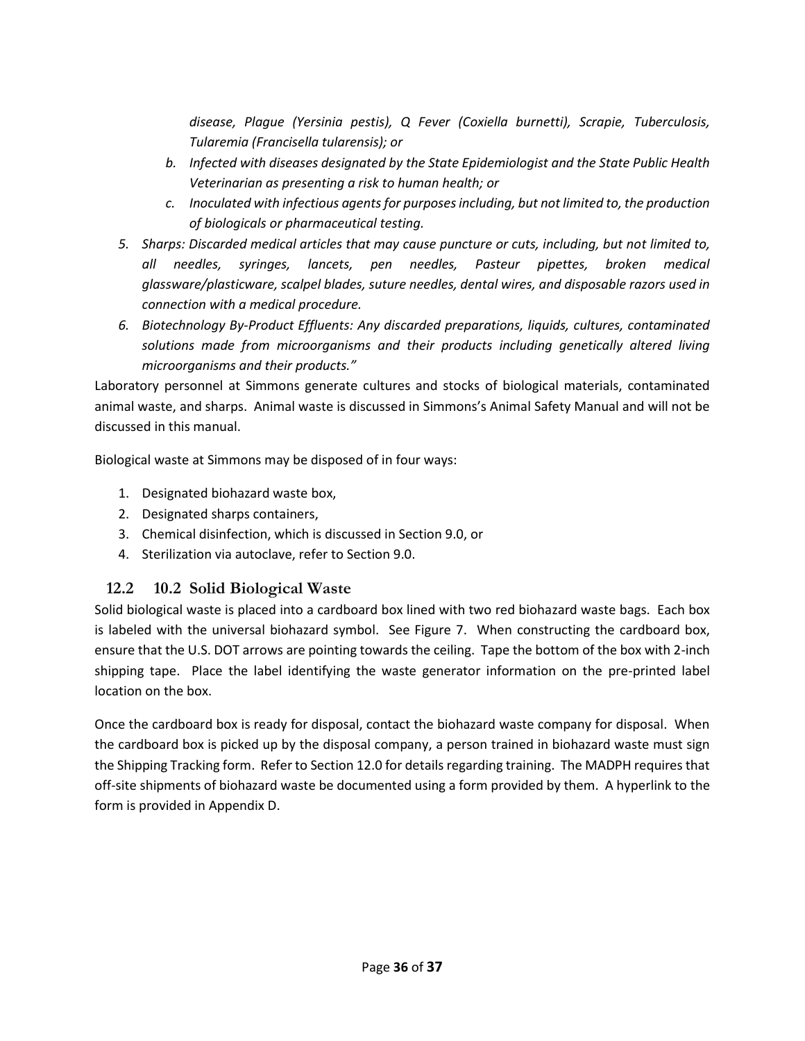*disease, Plague (Yersinia pestis), Q Fever (Coxiella burnetti), Scrapie, Tuberculosis, Tularemia (Francisella tularensis); or*

  b. *Infected with diseases designated by the State Epidemiologist and the State Public Health Veterinarian as presenting a risk to human health; or*
  c. *Inoculated with infectious agents for purposes including, but not limited to, the production of biologicals or pharmaceutical testing.*

5. *Sharps: Discarded medical articles that may cause puncture or cuts, including, but not limited to, all needles, syringes, lancets, pen needles, Pasteur pipettes, broken medical glassware/plasticware, scalpel blades, suture needles, dental wires, and disposable razors used in connection with a medical procedure.*
6. *Biotechnology By-Product Effluents: Any discarded preparations, liquids, cultures, contaminated solutions made from microorganisms and their products including genetically altered living microorganisms and their products."*

Laboratory personnel at Simmons generate cultures and stocks of biological materials, contaminated animal waste, and sharps. Animal waste is discussed in Simmons's Animal Safety Manual and will not be discussed in this manual.

Biological waste at Simmons may be disposed of in four ways:

1. Designated biohazard waste box,
2. Designated sharps containers,
3. Chemical disinfection, which is discussed in Section 9.0, or
4. Sterilization via autoclave, refer to Section 9.0.

## 12.2 10.2 Solid Biological Waste

Solid biological waste is placed into a cardboard box lined with two red biohazard waste bags. Each box is labeled with the universal biohazard symbol. See Figure 7. When constructing the cardboard box, ensure that the U.S. DOT arrows are pointing towards the ceiling. Tape the bottom of the box with 2-inch shipping tape. Place the label identifying the waste generator information on the pre-printed label location on the box.

Once the cardboard box is ready for disposal, contact the biohazard waste company for disposal. When the cardboard box is picked up by the disposal company, a person trained in biohazard waste must sign the Shipping Tracking form. Refer to Section 12.0 for details regarding training. The MADPH requires that off-site shipments of biohazard waste be documented using a form provided by them. A hyperlink to the form is provided in Appendix D.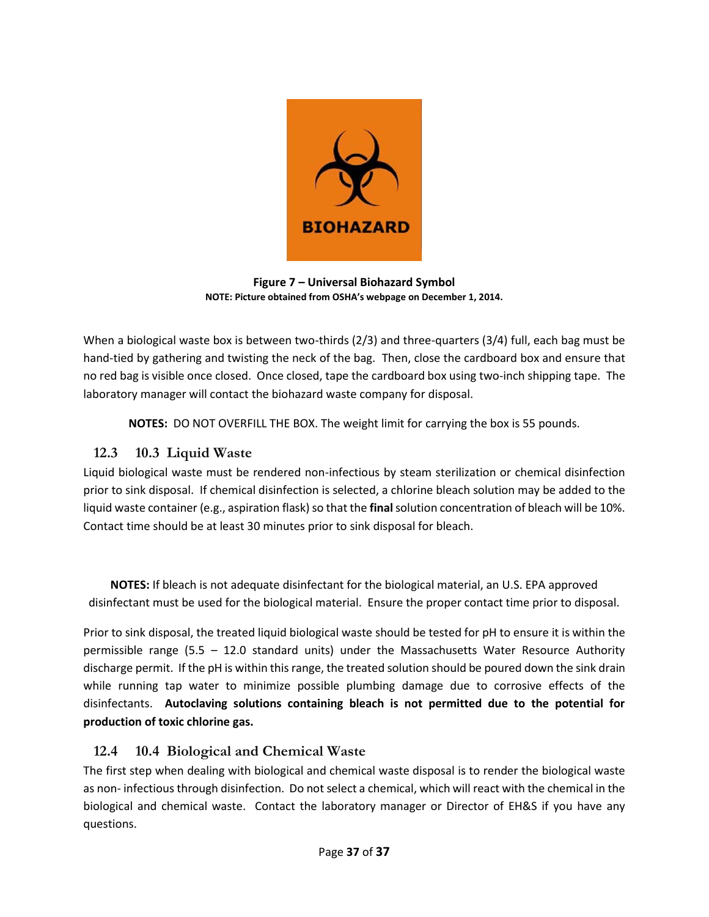**Figure 7 – Universal Biohazard Symbol**
**NOTE: Picture obtained from OSHA's webpage on December 1, 2014.**

When a biological waste box is between two-thirds (2/3) and three-quarters (3/4) full, each bag must be hand-tied by gathering and twisting the neck of the bag. Then, close the cardboard box and ensure that no red bag is visible once closed. Once closed, tape the cardboard box using two-inch shipping tape. The laboratory manager will contact the biohazard waste company for disposal.

**NOTES:** DO NOT OVERFILL THE BOX. The weight limit for carrying the box is 55 pounds.

## 12.3 10.3 Liquid Waste

Liquid biological waste must be rendered non-infectious by steam sterilization or chemical disinfection prior to sink disposal. If chemical disinfection is selected, a chlorine bleach solution may be added to the liquid waste container (e.g., aspiration flask) so that the **final** solution concentration of bleach will be 10%. Contact time should be at least 30 minutes prior to sink disposal for bleach.

**NOTES:** If bleach is not adequate disinfectant for the biological material, an U.S. EPA approved disinfectant must be used for the biological material. Ensure the proper contact time prior to disposal.

Prior to sink disposal, the treated liquid biological waste should be tested for pH to ensure it is within the permissible range (5.5 – 12.0 standard units) under the Massachusetts Water Resource Authority discharge permit. If the pH is within this range, the treated solution should be poured down the sink drain while running tap water to minimize possible plumbing damage due to corrosive effects of the disinfectants. **Autoclaving solutions containing bleach is not permitted due to the potential for production of toxic chlorine gas.**

## 12.4 10.4 Biological and Chemical Waste

The first step when dealing with biological and chemical waste disposal is to render the biological waste as non- infectious through disinfection. Do not select a chemical, which will react with the chemical in the biological and chemical waste. Contact the laboratory manager or Director of EH&S if you have any questions.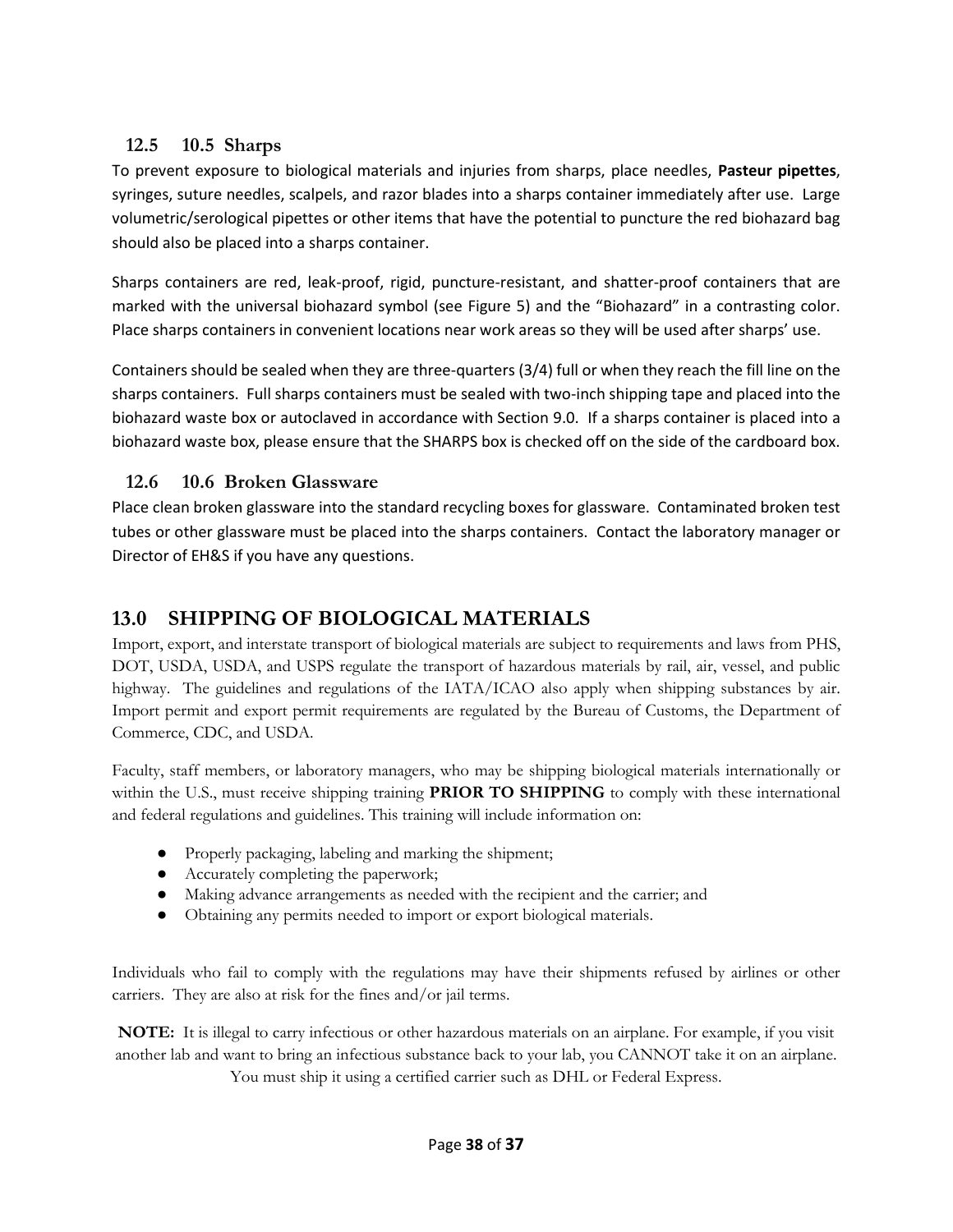### 12.5 10.5 Sharps

To prevent exposure to biological materials and injuries from sharps, place needles, **Pasteur pipettes**, syringes, suture needles, scalpels, and razor blades into a sharps container immediately after use. Large volumetric/serological pipettes or other items that have the potential to puncture the red biohazard bag should also be placed into a sharps container.

Sharps containers are red, leak-proof, rigid, puncture-resistant, and shatter-proof containers that are marked with the universal biohazard symbol (see Figure 5) and the "Biohazard" in a contrasting color. Place sharps containers in convenient locations near work areas so they will be used after sharps' use.

Containers should be sealed when they are three-quarters (3/4) full or when they reach the fill line on the sharps containers. Full sharps containers must be sealed with two-inch shipping tape and placed into the biohazard waste box or autoclaved in accordance with Section 9.0. If a sharps container is placed into a biohazard waste box, please ensure that the SHARPS box is checked off on the side of the cardboard box.

### 12.6 10.6 Broken Glassware

Place clean broken glassware into the standard recycling boxes for glassware. Contaminated broken test tubes or other glassware must be placed into the sharps containers. Contact the laboratory manager or Director of EH&S if you have any questions.

## 13.0 SHIPPING OF BIOLOGICAL MATERIALS

Import, export, and interstate transport of biological materials are subject to requirements and laws from PHS, DOT, USDA, USDA, and USPS regulate the transport of hazardous materials by rail, air, vessel, and public highway. The guidelines and regulations of the IATA/ICAO also apply when shipping substances by air. Import permit and export permit requirements are regulated by the Bureau of Customs, the Department of Commerce, CDC, and USDA.

Faculty, staff members, or laboratory managers, who may be shipping biological materials internationally or within the U.S., must receive shipping training **PRIOR TO SHIPPING** to comply with these international and federal regulations and guidelines. This training will include information on:

- Properly packaging, labeling and marking the shipment;
- Accurately completing the paperwork;
- Making advance arrangements as needed with the recipient and the carrier; and
- Obtaining any permits needed to import or export biological materials.

Individuals who fail to comply with the regulations may have their shipments refused by airlines or other carriers. They are also at risk for the fines and/or jail terms.

**NOTE:** It is illegal to carry infectious or other hazardous materials on an airplane. For example, if you visit another lab and want to bring an infectious substance back to your lab, you CANNOT take it on an airplane. You must ship it using a certified carrier such as DHL or Federal Express.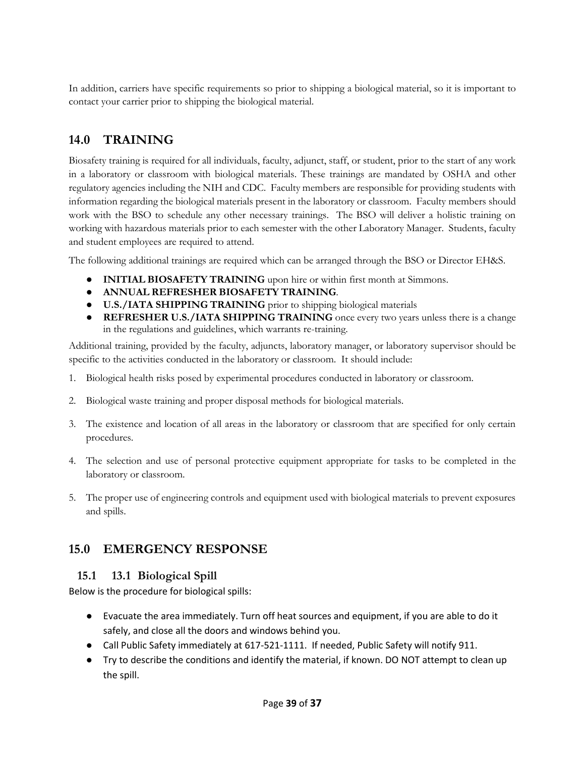In addition, carriers have specific requirements so prior to shipping a biological material, so it is important to contact your carrier prior to shipping the biological material.

## 14.0 TRAINING

Biosafety training is required for all individuals, faculty, adjunct, staff, or student, prior to the start of any work in a laboratory or classroom with biological materials. These trainings are mandated by OSHA and other regulatory agencies including the NIH and CDC. Faculty members are responsible for providing students with information regarding the biological materials present in the laboratory or classroom. Faculty members should work with the BSO to schedule any other necessary trainings. The BSO will deliver a holistic training on working with hazardous materials prior to each semester with the other Laboratory Manager. Students, faculty and student employees are required to attend.

The following additional trainings are required which can be arranged through the BSO or Director EH&S.

- **INITIAL BIOSAFETY TRAINING** upon hire or within first month at Simmons.
- **ANNUAL REFRESHER BIOSAFETY TRAINING**.
- **U.S./IATA SHIPPING TRAINING** prior to shipping biological materials
- **REFRESHER U.S./IATA SHIPPING TRAINING** once every two years unless there is a change in the regulations and guidelines, which warrants re-training.

Additional training, provided by the faculty, adjuncts, laboratory manager, or laboratory supervisor should be specific to the activities conducted in the laboratory or classroom. It should include:

1. Biological health risks posed by experimental procedures conducted in laboratory or classroom.
2. Biological waste training and proper disposal methods for biological materials.
3. The existence and location of all areas in the laboratory or classroom that are specified for only certain procedures.
4. The selection and use of personal protective equipment appropriate for tasks to be completed in the laboratory or classroom.
5. The proper use of engineering controls and equipment used with biological materials to prevent exposures and spills.

## 15.0 EMERGENCY RESPONSE

### 15.1 13.1 Biological Spill

Below is the procedure for biological spills:

- Evacuate the area immediately. Turn off heat sources and equipment, if you are able to do it safely, and close all the doors and windows behind you.
- Call Public Safety immediately at 617-521-1111. If needed, Public Safety will notify 911.
- Try to describe the conditions and identify the material, if known. DO NOT attempt to clean up the spill.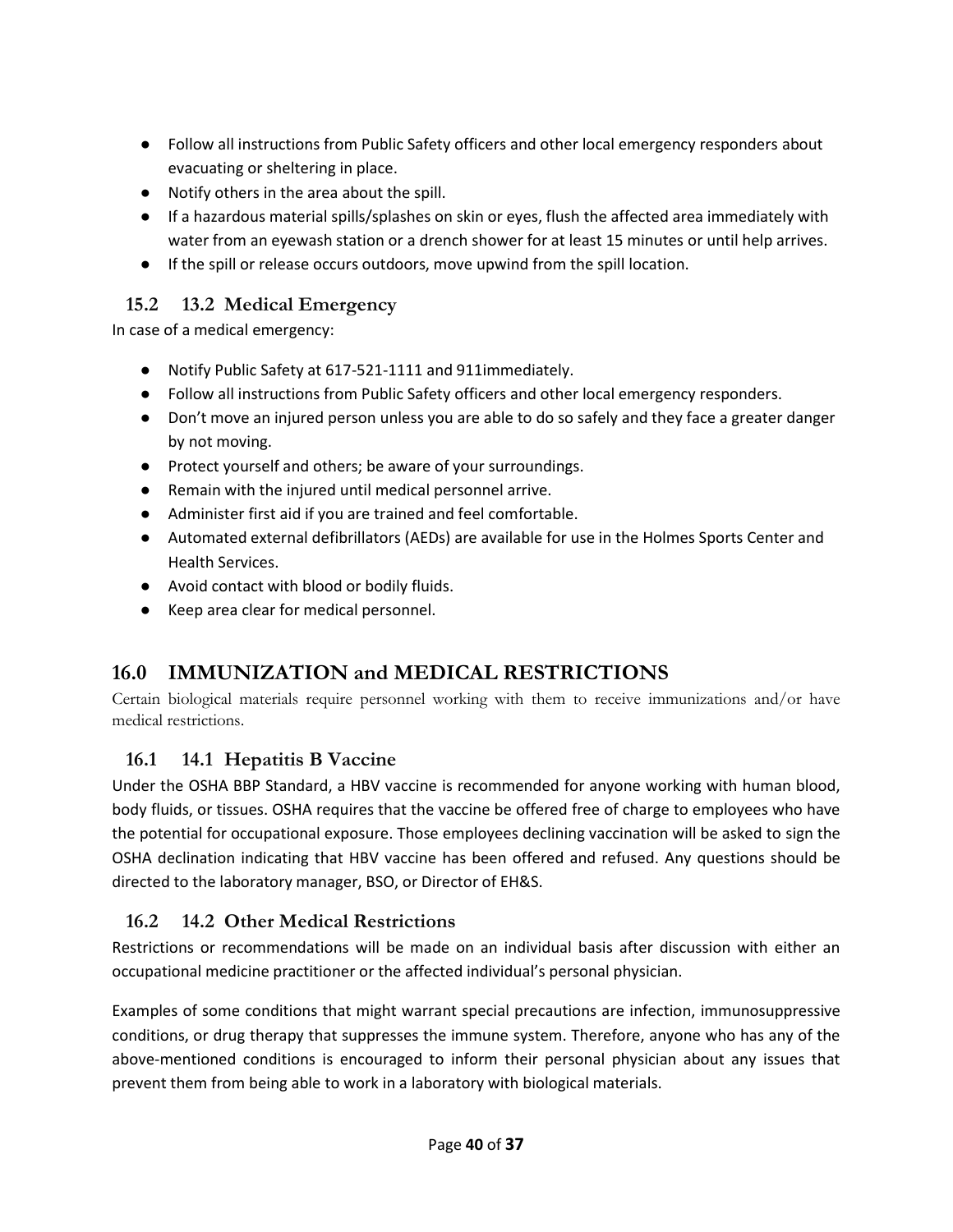- Follow all instructions from Public Safety officers and other local emergency responders about evacuating or sheltering in place.
- Notify others in the area about the spill.
- If a hazardous material spills/splashes on skin or eyes, flush the affected area immediately with water from an eyewash station or a drench shower for at least 15 minutes or until help arrives.
- If the spill or release occurs outdoors, move upwind from the spill location.

### 15.2 13.2 Medical Emergency

In case of a medical emergency:

- Notify Public Safety at 617-521-1111 and 911immediately.
- Follow all instructions from Public Safety officers and other local emergency responders.
- Don't move an injured person unless you are able to do so safely and they face a greater danger by not moving.
- Protect yourself and others; be aware of your surroundings.
- Remain with the injured until medical personnel arrive.
- Administer first aid if you are trained and feel comfortable.
- Automated external defibrillators (AEDs) are available for use in the Holmes Sports Center and Health Services.
- Avoid contact with blood or bodily fluids.
- Keep area clear for medical personnel.

## 16.0 IMMUNIZATION and MEDICAL RESTRICTIONS

Certain biological materials require personnel working with them to receive immunizations and/or have medical restrictions.

### 16.1 14.1 Hepatitis B Vaccine

Under the OSHA BBP Standard, a HBV vaccine is recommended for anyone working with human blood, body fluids, or tissues. OSHA requires that the vaccine be offered free of charge to employees who have the potential for occupational exposure. Those employees declining vaccination will be asked to sign the OSHA declination indicating that HBV vaccine has been offered and refused. Any questions should be directed to the laboratory manager, BSO, or Director of EH&S.

### 16.2 14.2 Other Medical Restrictions

Restrictions or recommendations will be made on an individual basis after discussion with either an occupational medicine practitioner or the affected individual's personal physician.

Examples of some conditions that might warrant special precautions are infection, immunosuppressive conditions, or drug therapy that suppresses the immune system. Therefore, anyone who has any of the above-mentioned conditions is encouraged to inform their personal physician about any issues that prevent them from being able to work in a laboratory with biological materials.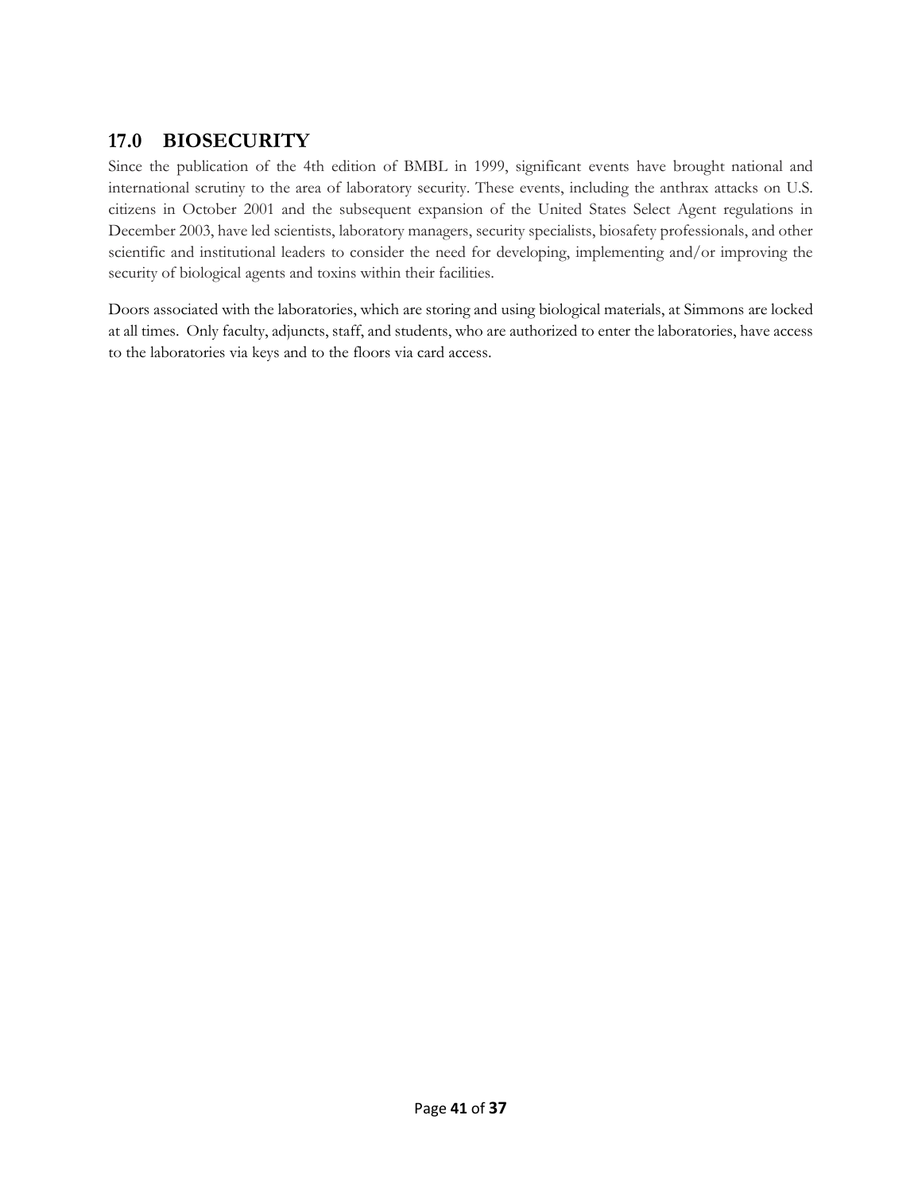## 17.0 BIOSECURITY

Since the publication of the 4th edition of BMBL in 1999, significant events have brought national and international scrutiny to the area of laboratory security. These events, including the anthrax attacks on U.S. citizens in October 2001 and the subsequent expansion of the United States Select Agent regulations in December 2003, have led scientists, laboratory managers, security specialists, biosafety professionals, and other scientific and institutional leaders to consider the need for developing, implementing and/or improving the security of biological agents and toxins within their facilities.

Doors associated with the laboratories, which are storing and using biological materials, at Simmons are locked at all times. Only faculty, adjuncts, staff, and students, who are authorized to enter the laboratories, have access to the laboratories via keys and to the floors via card access.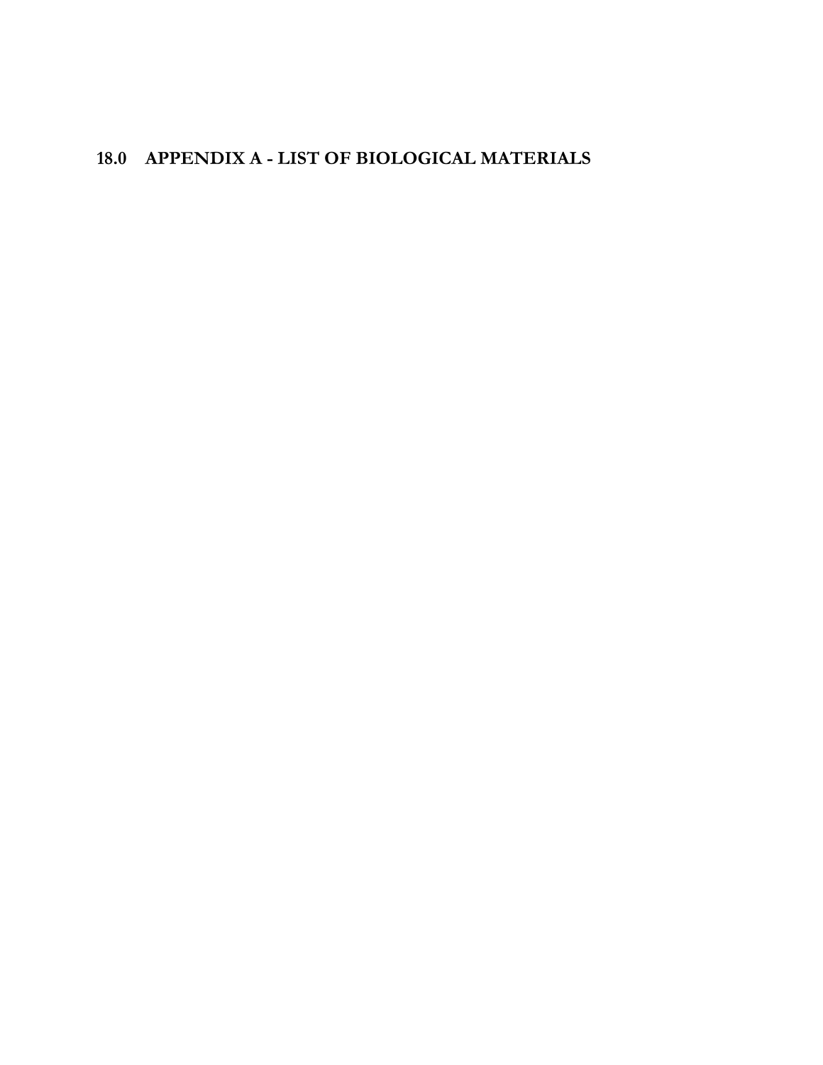## 18.0 APPENDIX A - LIST OF BIOLOGICAL MATERIALS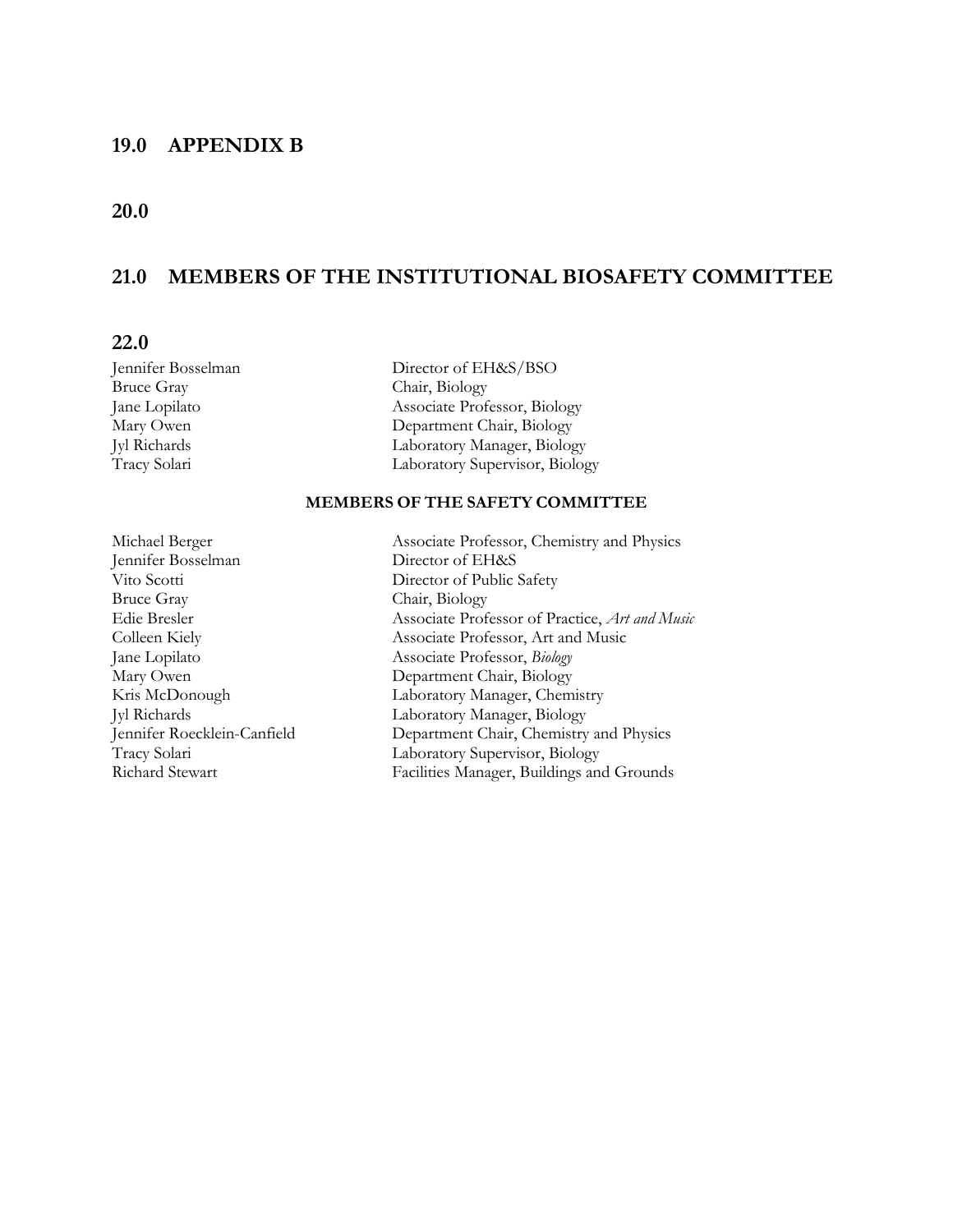## 19.0 APPENDIX B

## 20.0

## 21.0 MEMBERS OF THE INSTITUTIONAL BIOSAFETY COMMITTEE

## 22.0

| | |
|---|---|
| Jennifer Bosselman | Director of EH&S/BSO |
| Bruce Gray | Chair, Biology |
| Jane Lopilato | Associate Professor, Biology |
| Mary Owen | Department Chair, Biology |
| Jyl Richards | Laboratory Manager, Biology |
| Tracy Solari | Laboratory Supervisor, Biology |

**MEMBERS OF THE SAFETY COMMITTEE**

| | |
|---|---|
| Michael Berger | Associate Professor, Chemistry and Physics |
| Jennifer Bosselman | Director of EH&S |
| Vito Scotti | Director of Public Safety |
| Bruce Gray | Chair, Biology |
| Edie Bresler | Associate Professor of Practice, *Art and Music* |
| Colleen Kiely | Associate Professor, Art and Music |
| Jane Lopilato | Associate Professor, *Biology* |
| Mary Owen | Department Chair, Biology |
| Kris McDonough | Laboratory Manager, Chemistry |
| Jyl Richards | Laboratory Manager, Biology |
| Jennifer Roecklein-Canfield | Department Chair, Chemistry and Physics |
| Tracy Solari | Laboratory Supervisor, Biology |
| Richard Stewart | Facilities Manager, Buildings and Grounds |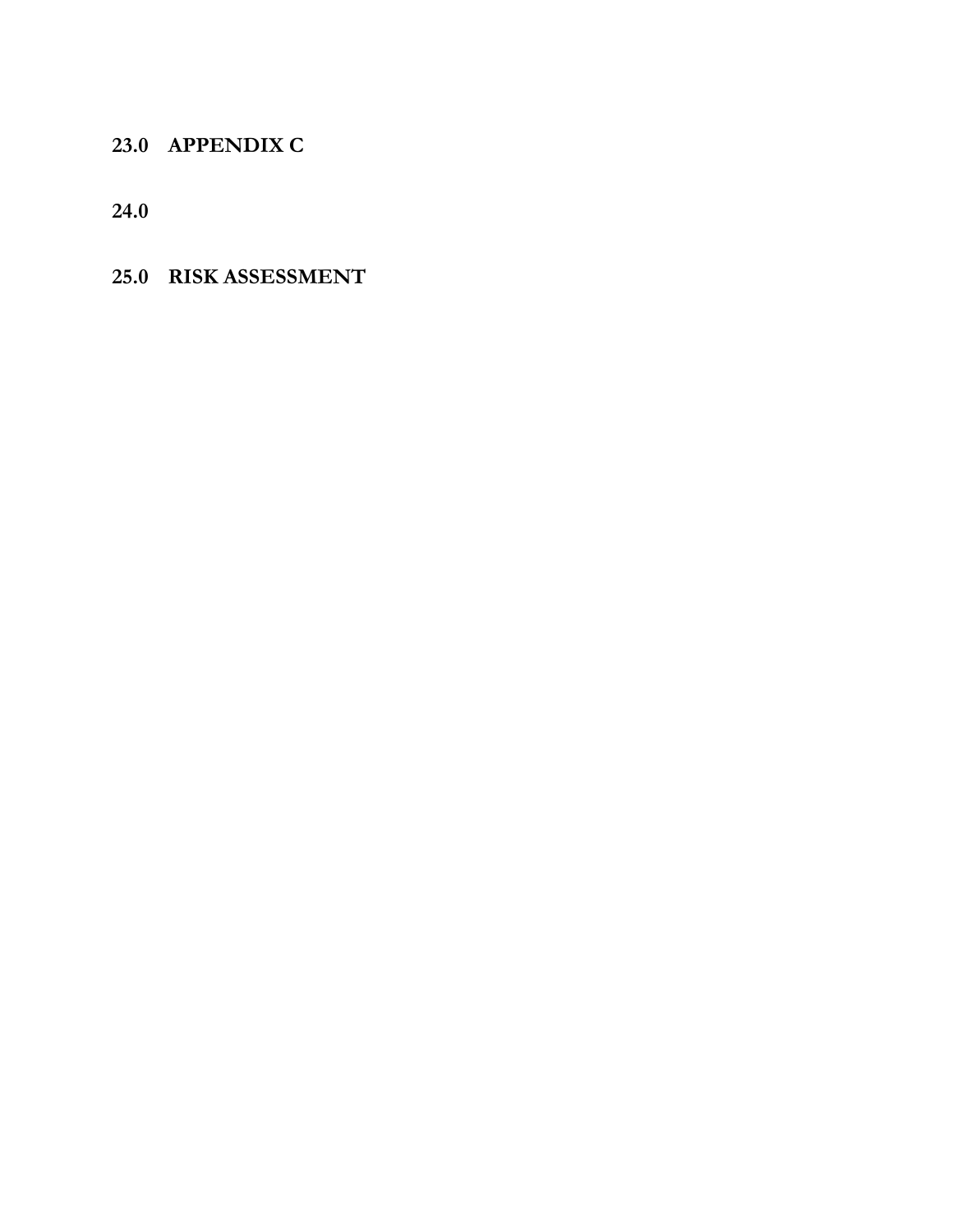## 23.0 APPENDIX C

## 24.0

## 25.0 RISK ASSESSMENT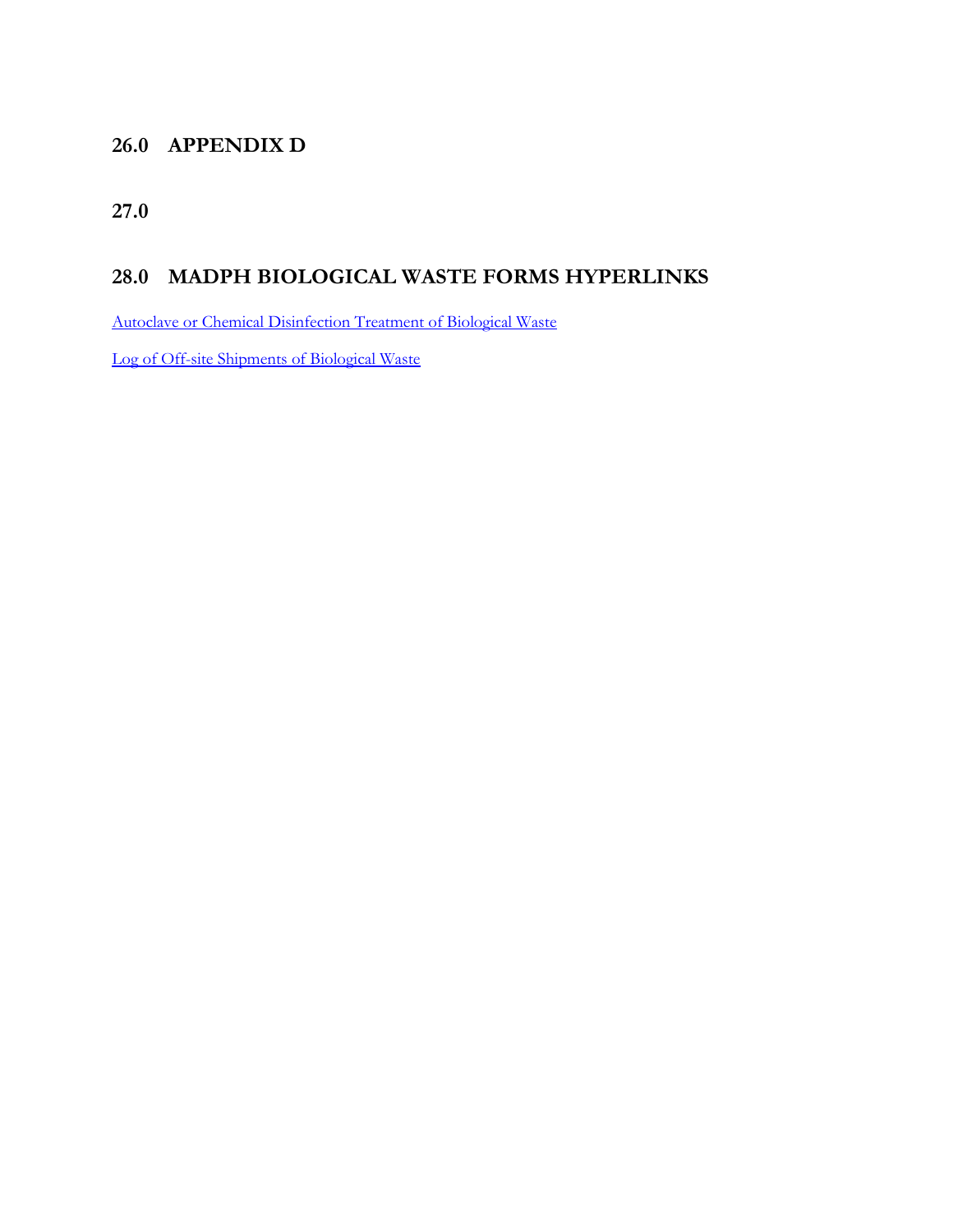## 26.0 APPENDIX D

## 27.0

## 28.0 MADPH BIOLOGICAL WASTE FORMS HYPERLINKS

Autoclave or Chemical Disinfection Treatment of Biological Waste

Log of Off-site Shipments of Biological Waste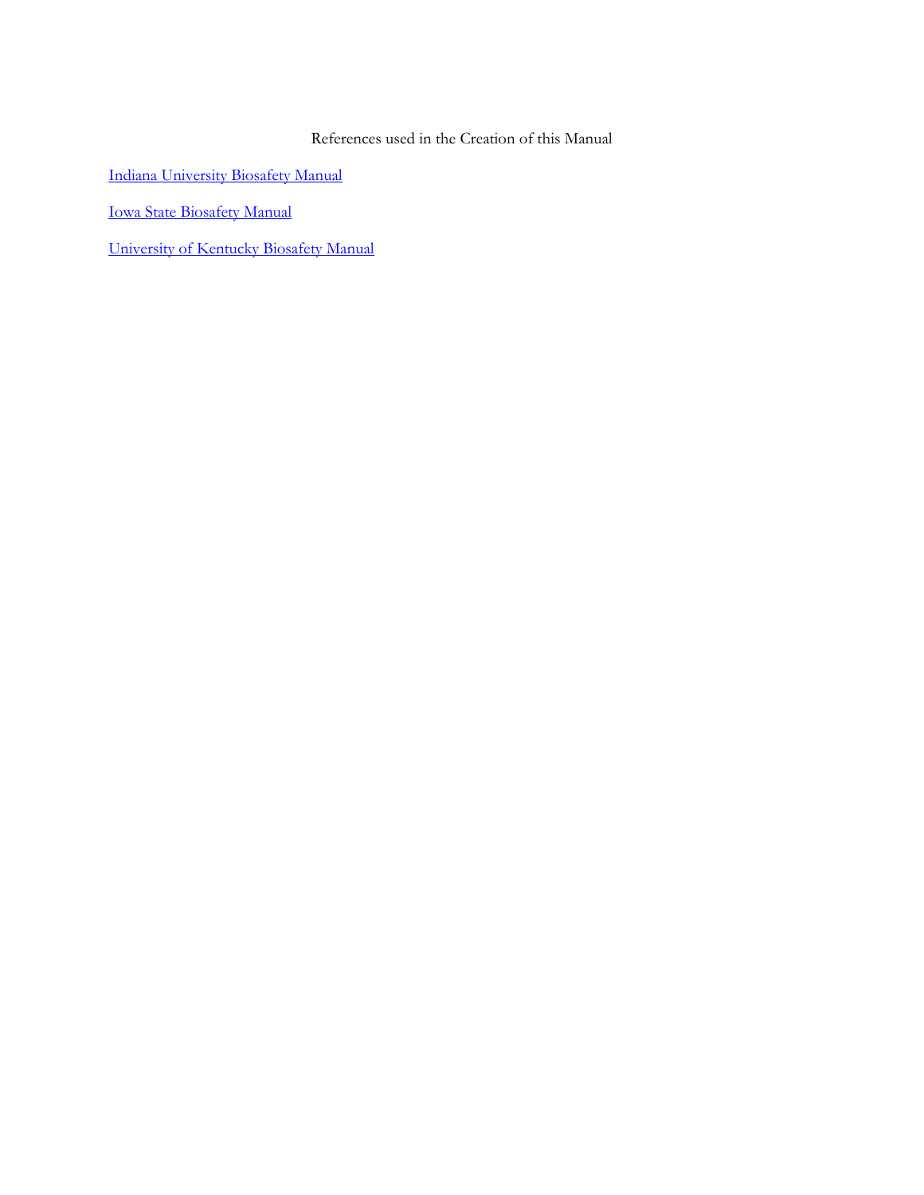References used in the Creation of this Manual

Indiana University Biosafety Manual

Iowa State Biosafety Manual

University of Kentucky Biosafety Manual